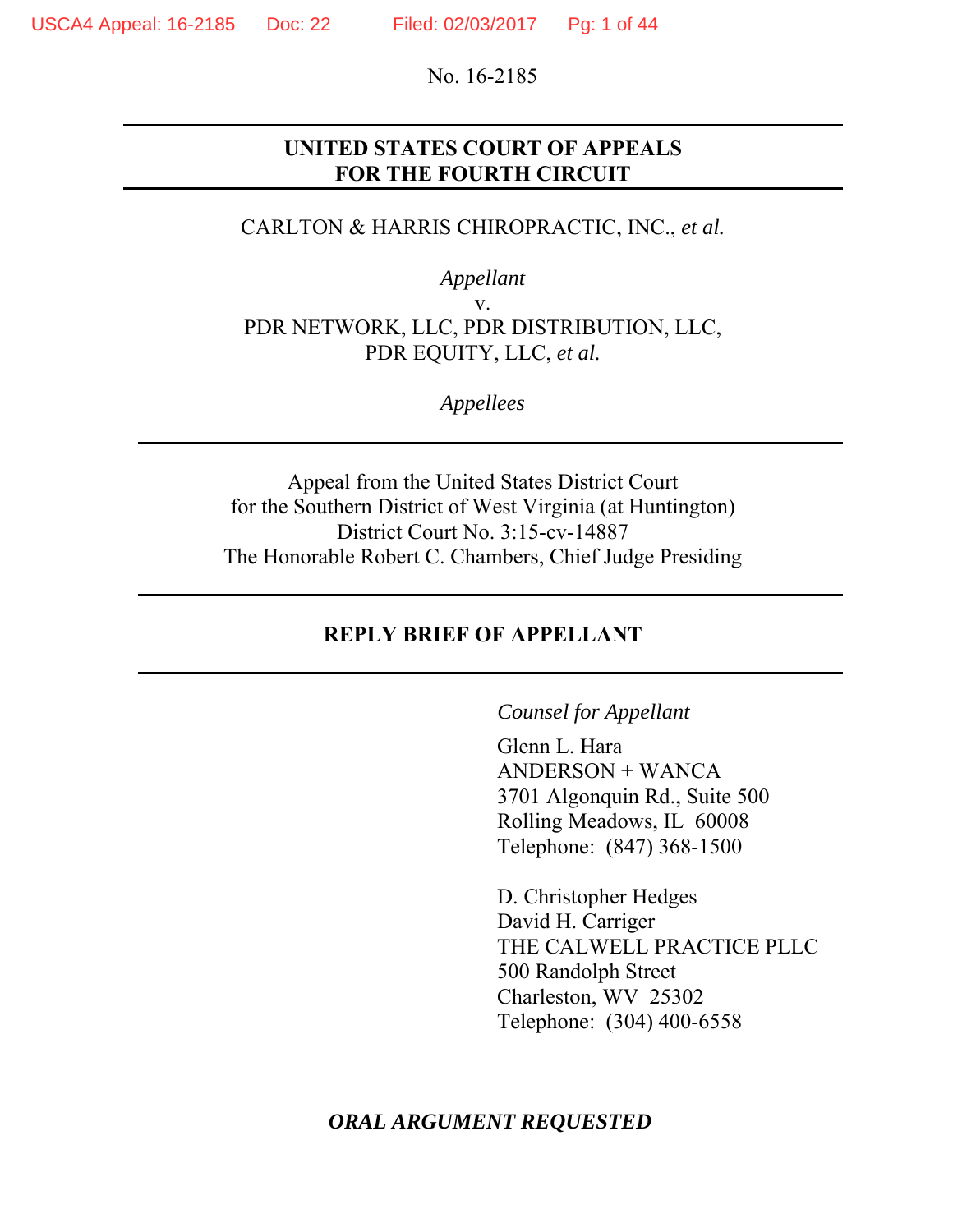No. 16-2185

**UNITED STATES COURT OF APPEALS**
**FOR THE FOURTH CIRCUIT**

CARLTON & HARRIS CHIROPRACTIC, INC., *et al.*

*Appellant*

v.

PDR NETWORK, LLC, PDR DISTRIBUTION, LLC,
PDR EQUITY, LLC, *et al.*

*Appellees*

Appeal from the United States District Court
for the Southern District of West Virginia (at Huntington)
District Court No. 3:15-cv-14887
The Honorable Robert C. Chambers, Chief Judge Presiding

**REPLY BRIEF OF APPELLANT**

*Counsel for Appellant*

Glenn L. Hara
ANDERSON + WANCA
3701 Algonquin Rd., Suite 500
Rolling Meadows, IL 60008
Telephone: (847) 368-1500

D. Christopher Hedges
David H. Carriger
THE CALWELL PRACTICE PLLC
500 Randolph Street
Charleston, WV 25302
Telephone: (304) 400-6558

***ORAL ARGUMENT REQUESTED***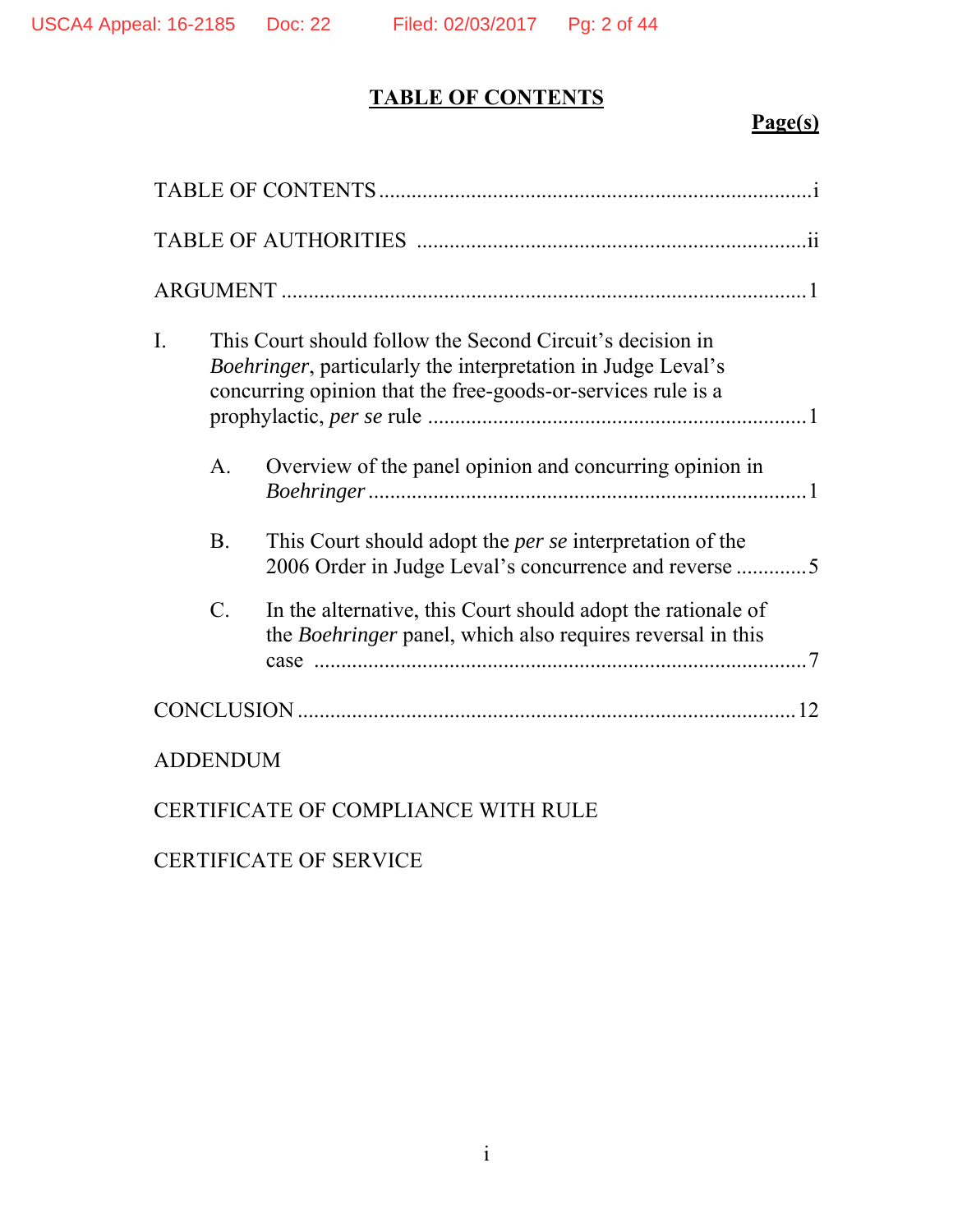# TABLE OF CONTENTS

**Page(s)**

TABLE OF CONTENTS ................................................................................i

TABLE OF AUTHORITIES .......................................................................ii

ARGUMENT ...............................................................................................1

I. This Court should follow the Second Circuit's decision in *Boehringer*, particularly the interpretation in Judge Leval's concurring opinion that the free-goods-or-services rule is a prophylactic, *per se* rule .....................................................................1

  A. Overview of the panel opinion and concurring opinion in *Boehringer* ...............................................................................1

  B. This Court should adopt the *per se* interpretation of the 2006 Order in Judge Leval's concurrence and reverse .............5

  C. In the alternative, this Court should adopt the rationale of the *Boehringer* panel, which also requires reversal in this case ..........................................................................................7

CONCLUSION ..........................................................................................12

ADDENDUM

CERTIFICATE OF COMPLIANCE WITH RULE

CERTIFICATE OF SERVICE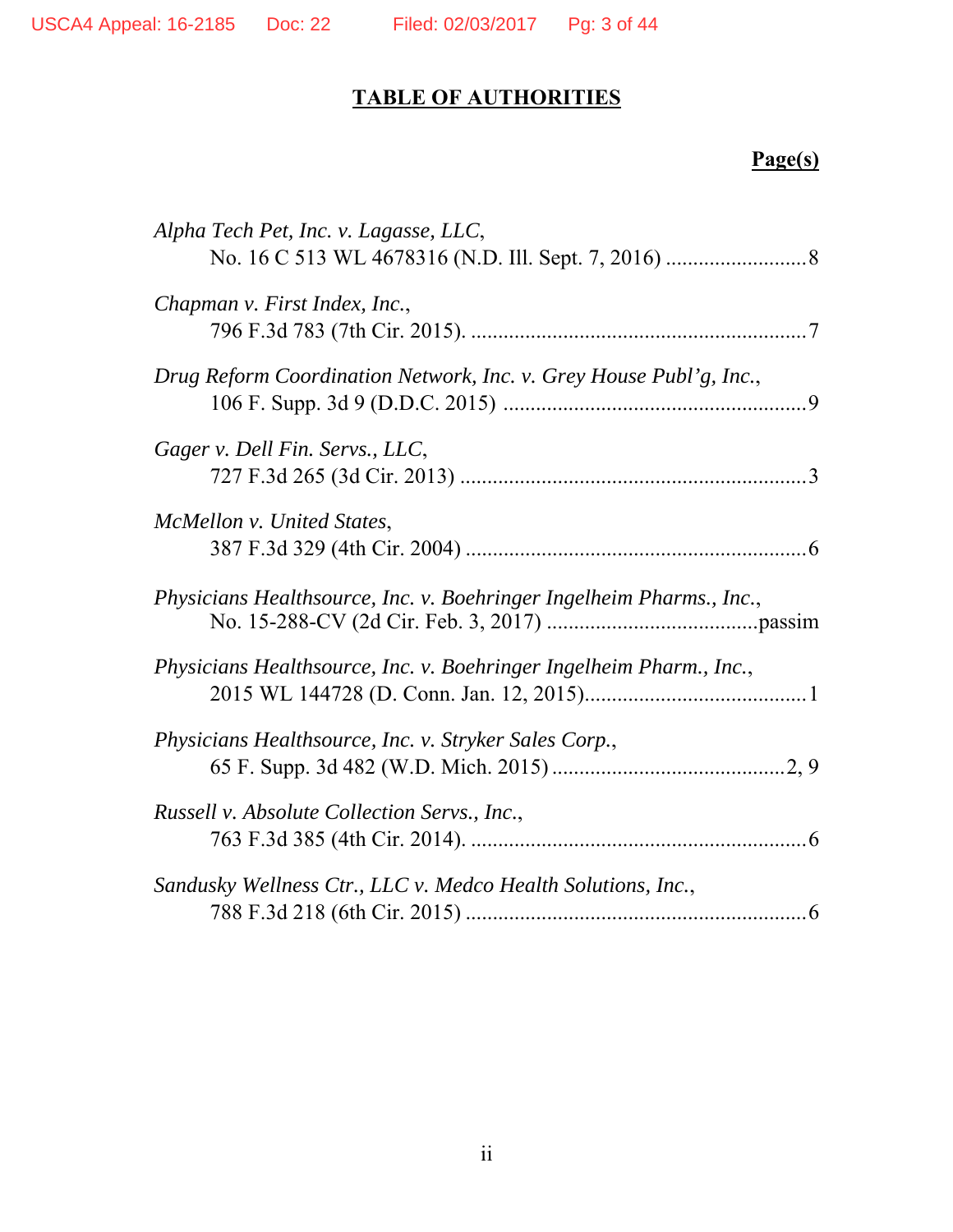# TABLE OF AUTHORITIES

**Page(s)**

*Alpha Tech Pet, Inc. v. Lagasse, LLC*,
No. 16 C 513 WL 4678316 (N.D. Ill. Sept. 7, 2016) .......................... 8

*Chapman v. First Index, Inc.*,
796 F.3d 783 (7th Cir. 2015). ............................................................. 7

*Drug Reform Coordination Network, Inc. v. Grey House Publ'g, Inc.*,
106 F. Supp. 3d 9 (D.D.C. 2015) ....................................................... 9

*Gager v. Dell Fin. Servs., LLC*,
727 F.3d 265 (3d Cir. 2013) ............................................................... 3

*McMellon v. United States*,
387 F.3d 329 (4th Cir. 2004) .............................................................. 6

*Physicians Healthsource, Inc. v. Boehringer Ingelheim Pharms., Inc.*,
No. 15-288-CV (2d Cir. Feb. 3, 2017) ...................................... passim

*Physicians Healthsource, Inc. v. Boehringer Ingelheim Pharm., Inc.*,
2015 WL 144728 (D. Conn. Jan. 12, 2015) ........................................ 1

*Physicians Healthsource, Inc. v. Stryker Sales Corp.*,
65 F. Supp. 3d 482 (W.D. Mich. 2015) ........................................... 2, 9

*Russell v. Absolute Collection Servs., Inc.*,
763 F.3d 385 (4th Cir. 2014). ............................................................. 6

*Sandusky Wellness Ctr., LLC v. Medco Health Solutions, Inc.*,
788 F.3d 218 (6th Cir. 2015) .............................................................. 6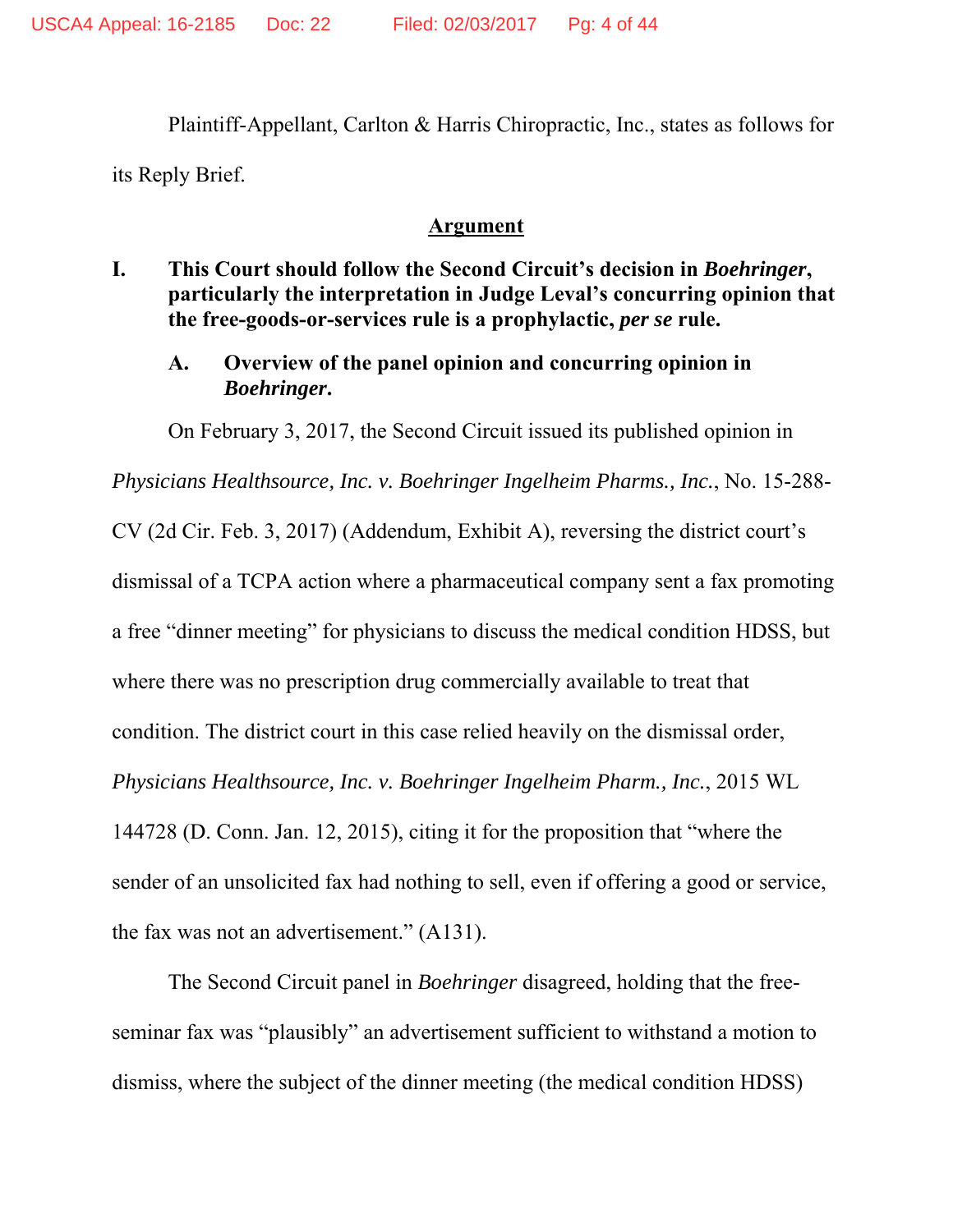Plaintiff-Appellant, Carlton & Harris Chiropractic, Inc., states as follows for its Reply Brief.

## Argument

### I. This Court should follow the Second Circuit's decision in *Boehringer*, particularly the interpretation in Judge Leval's concurring opinion that the free-goods-or-services rule is a prophylactic, *per se* rule.

#### A. Overview of the panel opinion and concurring opinion in *Boehringer*.

On February 3, 2017, the Second Circuit issued its published opinion in *Physicians Healthsource, Inc. v. Boehringer Ingelheim Pharms., Inc.*, No. 15-288-CV (2d Cir. Feb. 3, 2017) (Addendum, Exhibit A), reversing the district court's dismissal of a TCPA action where a pharmaceutical company sent a fax promoting a free "dinner meeting" for physicians to discuss the medical condition HDSS, but where there was no prescription drug commercially available to treat that condition. The district court in this case relied heavily on the dismissal order, *Physicians Healthsource, Inc. v. Boehringer Ingelheim Pharm., Inc.*, 2015 WL 144728 (D. Conn. Jan. 12, 2015), citing it for the proposition that "where the sender of an unsolicited fax had nothing to sell, even if offering a good or service, the fax was not an advertisement." (A131).

The Second Circuit panel in *Boehringer* disagreed, holding that the free-seminar fax was "plausibly" an advertisement sufficient to withstand a motion to dismiss, where the subject of the dinner meeting (the medical condition HDSS)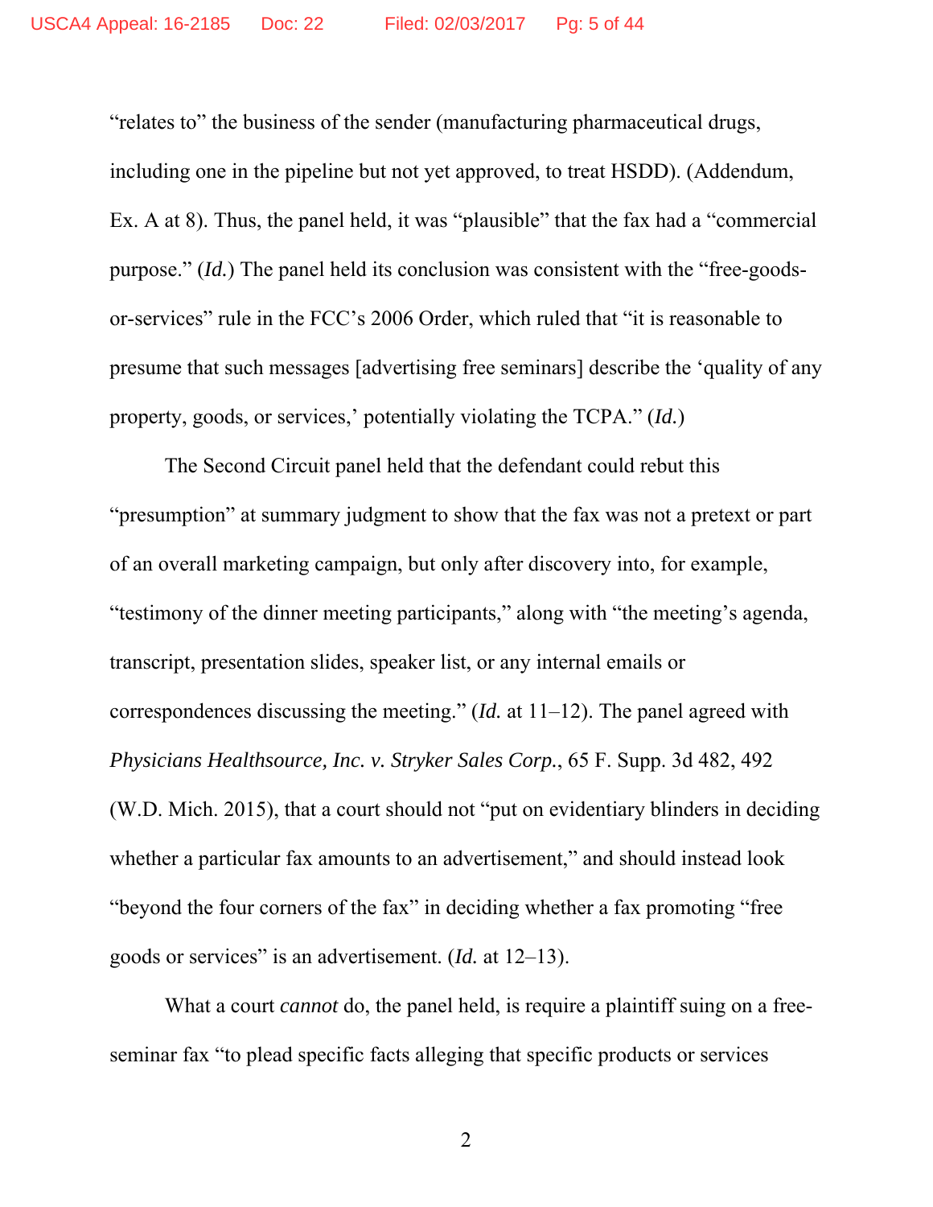"relates to" the business of the sender (manufacturing pharmaceutical drugs, including one in the pipeline but not yet approved, to treat HSDD). (Addendum, Ex. A at 8). Thus, the panel held, it was "plausible" that the fax had a "commercial purpose." (*Id.*) The panel held its conclusion was consistent with the "free-goods-or-services" rule in the FCC's 2006 Order, which ruled that "it is reasonable to presume that such messages [advertising free seminars] describe the 'quality of any property, goods, or services,' potentially violating the TCPA." (*Id.*)

The Second Circuit panel held that the defendant could rebut this "presumption" at summary judgment to show that the fax was not a pretext or part of an overall marketing campaign, but only after discovery into, for example, "testimony of the dinner meeting participants," along with "the meeting's agenda, transcript, presentation slides, speaker list, or any internal emails or correspondences discussing the meeting." (*Id.* at 11–12). The panel agreed with *Physicians Healthsource, Inc. v. Stryker Sales Corp.*, 65 F. Supp. 3d 482, 492 (W.D. Mich. 2015), that a court should not "put on evidentiary blinders in deciding whether a particular fax amounts to an advertisement," and should instead look "beyond the four corners of the fax" in deciding whether a fax promoting "free goods or services" is an advertisement. (*Id.* at 12–13).

What a court *cannot* do, the panel held, is require a plaintiff suing on a free-seminar fax "to plead specific facts alleging that specific products or services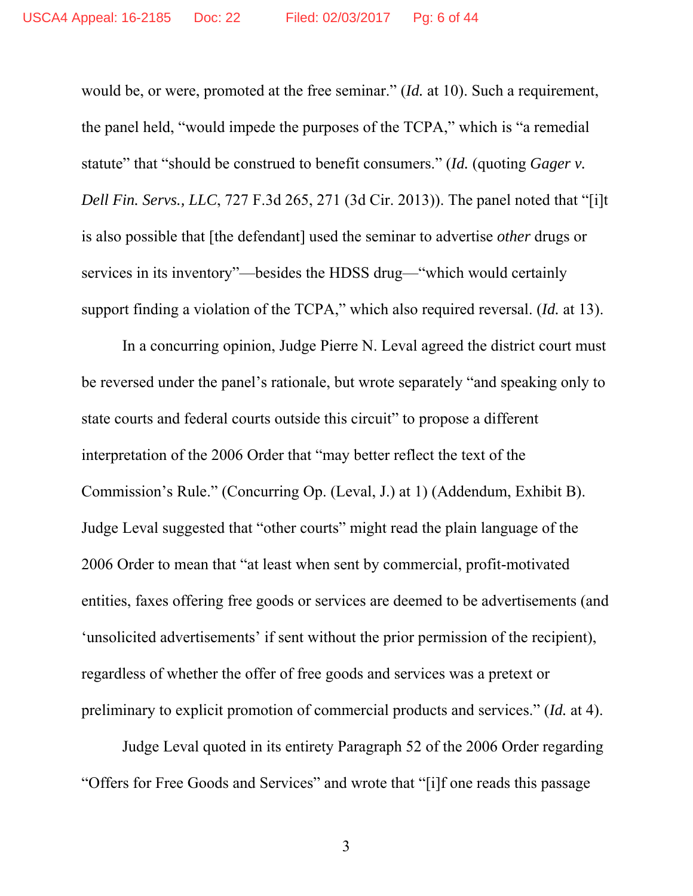would be, or were, promoted at the free seminar." (*Id.* at 10). Such a requirement, the panel held, "would impede the purposes of the TCPA," which is "a remedial statute" that "should be construed to benefit consumers." (*Id.* (quoting *Gager v. Dell Fin. Servs., LLC*, 727 F.3d 265, 271 (3d Cir. 2013)). The panel noted that "[i]t is also possible that [the defendant] used the seminar to advertise *other* drugs or services in its inventory"—besides the HDSS drug—"which would certainly support finding a violation of the TCPA," which also required reversal. (*Id.* at 13).

In a concurring opinion, Judge Pierre N. Leval agreed the district court must be reversed under the panel's rationale, but wrote separately "and speaking only to state courts and federal courts outside this circuit" to propose a different interpretation of the 2006 Order that "may better reflect the text of the Commission's Rule." (Concurring Op. (Leval, J.) at 1) (Addendum, Exhibit B). Judge Leval suggested that "other courts" might read the plain language of the 2006 Order to mean that "at least when sent by commercial, profit-motivated entities, faxes offering free goods or services are deemed to be advertisements (and 'unsolicited advertisements' if sent without the prior permission of the recipient), regardless of whether the offer of free goods and services was a pretext or preliminary to explicit promotion of commercial products and services." (*Id.* at 4).

Judge Leval quoted in its entirety Paragraph 52 of the 2006 Order regarding "Offers for Free Goods and Services" and wrote that "[i]f one reads this passage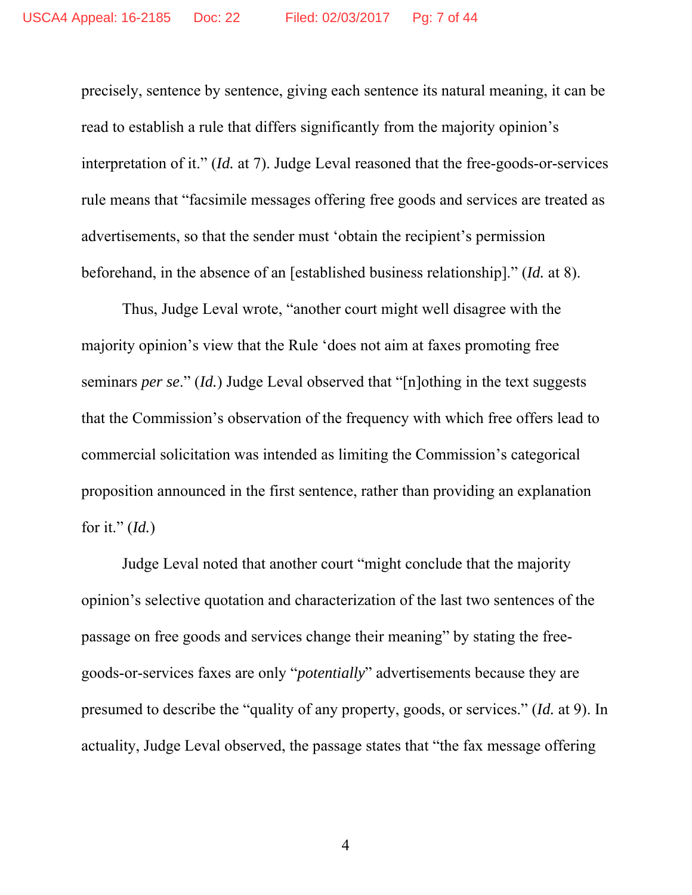precisely, sentence by sentence, giving each sentence its natural meaning, it can be read to establish a rule that differs significantly from the majority opinion's interpretation of it." (*Id.* at 7). Judge Leval reasoned that the free-goods-or-services rule means that "facsimile messages offering free goods and services are treated as advertisements, so that the sender must 'obtain the recipient's permission beforehand, in the absence of an [established business relationship]." (*Id.* at 8).

Thus, Judge Leval wrote, "another court might well disagree with the majority opinion's view that the Rule 'does not aim at faxes promoting free seminars *per se*." (*Id.*) Judge Leval observed that "[n]othing in the text suggests that the Commission's observation of the frequency with which free offers lead to commercial solicitation was intended as limiting the Commission's categorical proposition announced in the first sentence, rather than providing an explanation for it." (*Id.*)

Judge Leval noted that another court "might conclude that the majority opinion's selective quotation and characterization of the last two sentences of the passage on free goods and services change their meaning" by stating the free-goods-or-services faxes are only "*potentially*" advertisements because they are presumed to describe the "quality of any property, goods, or services." (*Id.* at 9). In actuality, Judge Leval observed, the passage states that "the fax message offering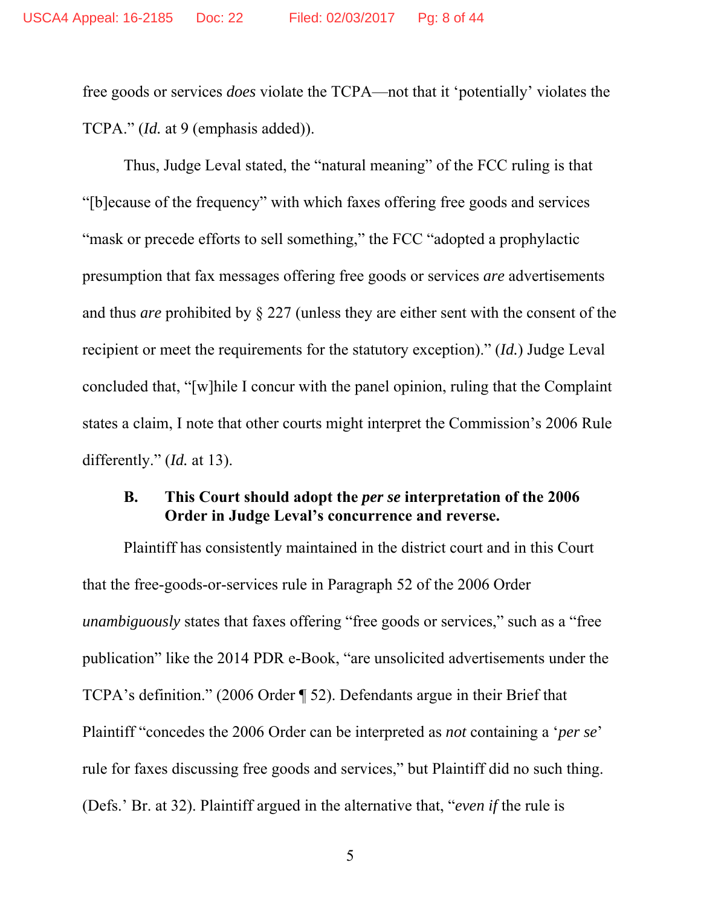free goods or services *does* violate the TCPA—not that it 'potentially' violates the TCPA." (*Id.* at 9 (emphasis added)).

Thus, Judge Leval stated, the "natural meaning" of the FCC ruling is that "[b]ecause of the frequency" with which faxes offering free goods and services "mask or precede efforts to sell something," the FCC "adopted a prophylactic presumption that fax messages offering free goods or services *are* advertisements and thus *are* prohibited by § 227 (unless they are either sent with the consent of the recipient or meet the requirements for the statutory exception)." (*Id.*) Judge Leval concluded that, "[w]hile I concur with the panel opinion, ruling that the Complaint states a claim, I note that other courts might interpret the Commission's 2006 Rule differently." (*Id.* at 13).

### B. This Court should adopt the *per se* interpretation of the 2006 Order in Judge Leval's concurrence and reverse.

Plaintiff has consistently maintained in the district court and in this Court that the free-goods-or-services rule in Paragraph 52 of the 2006 Order *unambiguously* states that faxes offering "free goods or services," such as a "free publication" like the 2014 PDR e-Book, "are unsolicited advertisements under the TCPA's definition." (2006 Order ¶ 52). Defendants argue in their Brief that Plaintiff "concedes the 2006 Order can be interpreted as *not* containing a '*per se*' rule for faxes discussing free goods and services," but Plaintiff did no such thing. (Defs.' Br. at 32). Plaintiff argued in the alternative that, "*even if* the rule is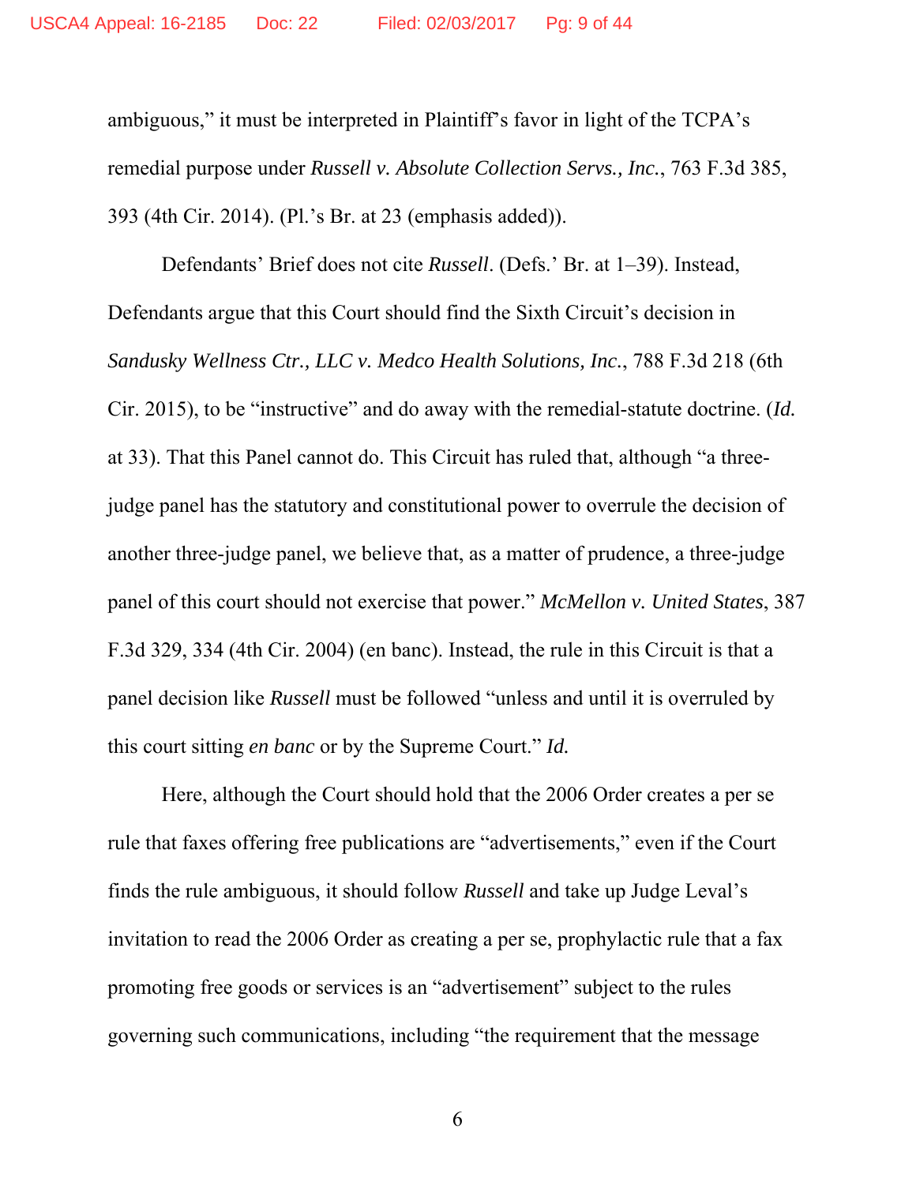ambiguous," it must be interpreted in Plaintiff's favor in light of the TCPA's remedial purpose under *Russell v. Absolute Collection Servs., Inc.*, 763 F.3d 385, 393 (4th Cir. 2014). (Pl.'s Br. at 23 (emphasis added)).

Defendants' Brief does not cite *Russell*. (Defs.' Br. at 1–39). Instead, Defendants argue that this Court should find the Sixth Circuit's decision in *Sandusky Wellness Ctr., LLC v. Medco Health Solutions, Inc.*, 788 F.3d 218 (6th Cir. 2015), to be "instructive" and do away with the remedial-statute doctrine. (*Id.* at 33). That this Panel cannot do. This Circuit has ruled that, although "a three-judge panel has the statutory and constitutional power to overrule the decision of another three-judge panel, we believe that, as a matter of prudence, a three-judge panel of this court should not exercise that power." *McMellon v. United States*, 387 F.3d 329, 334 (4th Cir. 2004) (en banc). Instead, the rule in this Circuit is that a panel decision like *Russell* must be followed "unless and until it is overruled by this court sitting *en banc* or by the Supreme Court." *Id.*

Here, although the Court should hold that the 2006 Order creates a per se rule that faxes offering free publications are "advertisements," even if the Court finds the rule ambiguous, it should follow *Russell* and take up Judge Leval's invitation to read the 2006 Order as creating a per se, prophylactic rule that a fax promoting free goods or services is an "advertisement" subject to the rules governing such communications, including "the requirement that the message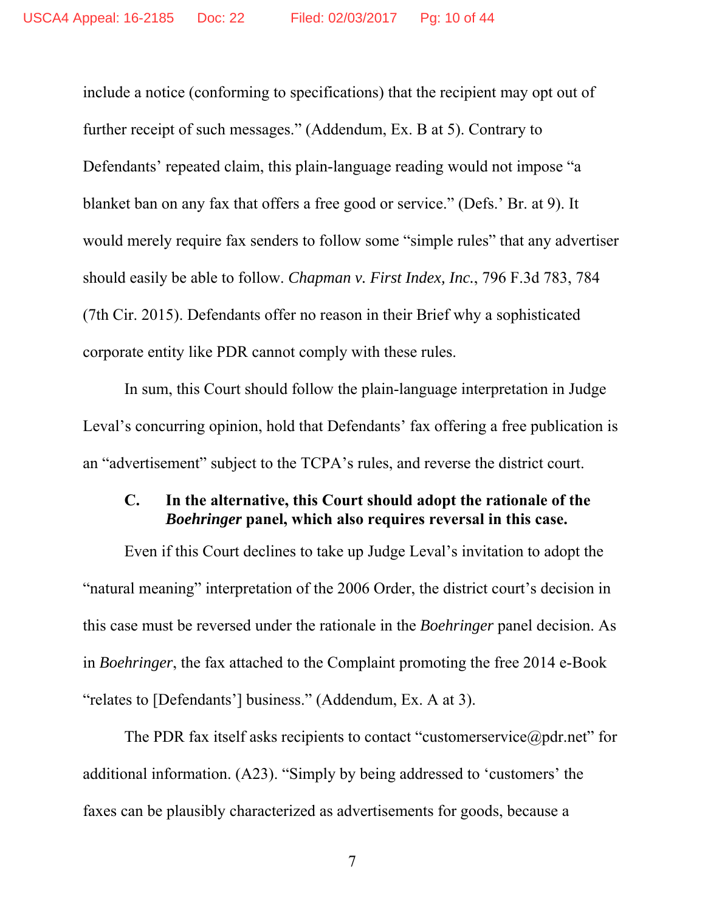include a notice (conforming to specifications) that the recipient may opt out of further receipt of such messages." (Addendum, Ex. B at 5). Contrary to Defendants' repeated claim, this plain-language reading would not impose "a blanket ban on any fax that offers a free good or service." (Defs.' Br. at 9). It would merely require fax senders to follow some "simple rules" that any advertiser should easily be able to follow. *Chapman v. First Index, Inc.*, 796 F.3d 783, 784 (7th Cir. 2015). Defendants offer no reason in their Brief why a sophisticated corporate entity like PDR cannot comply with these rules.

In sum, this Court should follow the plain-language interpretation in Judge Leval's concurring opinion, hold that Defendants' fax offering a free publication is an "advertisement" subject to the TCPA's rules, and reverse the district court.

### C. In the alternative, this Court should adopt the rationale of the *Boehringer* panel, which also requires reversal in this case.

Even if this Court declines to take up Judge Leval's invitation to adopt the "natural meaning" interpretation of the 2006 Order, the district court's decision in this case must be reversed under the rationale in the *Boehringer* panel decision. As in *Boehringer*, the fax attached to the Complaint promoting the free 2014 e-Book "relates to [Defendants'] business." (Addendum, Ex. A at 3).

The PDR fax itself asks recipients to contact "customerservice@pdr.net" for additional information. (A23). "Simply by being addressed to 'customers' the faxes can be plausibly characterized as advertisements for goods, because a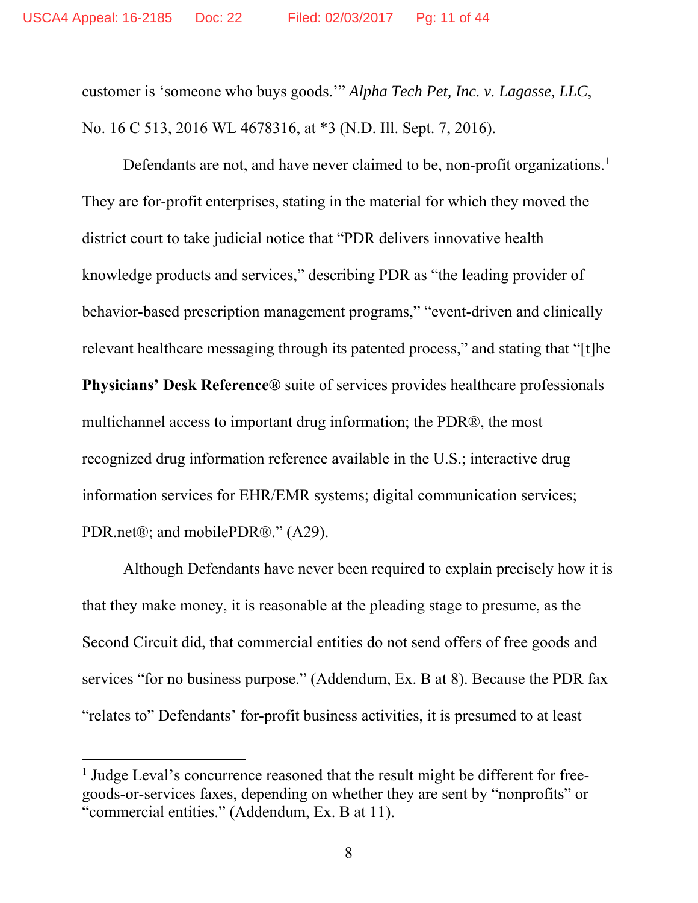customer is 'someone who buys goods.'" *Alpha Tech Pet, Inc. v. Lagasse, LLC*, No. 16 C 513, 2016 WL 4678316, at *3 (N.D. Ill. Sept. 7, 2016).

Defendants are not, and have never claimed to be, non-profit organizations.[1] They are for-profit enterprises, stating in the material for which they moved the district court to take judicial notice that "PDR delivers innovative health knowledge products and services," describing PDR as "the leading provider of behavior-based prescription management programs," "event-driven and clinically relevant healthcare messaging through its patented process," and stating that "[t]he **Physicians' Desk Reference®** suite of services provides healthcare professionals multichannel access to important drug information; the PDR®, the most recognized drug information reference available in the U.S.; interactive drug information services for EHR/EMR systems; digital communication services; PDR.net®; and mobilePDR®." (A29).

Although Defendants have never been required to explain precisely how it is that they make money, it is reasonable at the pleading stage to presume, as the Second Circuit did, that commercial entities do not send offers of free goods and services "for no business purpose." (Addendum, Ex. B at 8). Because the PDR fax "relates to" Defendants' for-profit business activities, it is presumed to at least

---

[1] Judge Leval's concurrence reasoned that the result might be different for free-goods-or-services faxes, depending on whether they are sent by "nonprofits" or "commercial entities." (Addendum, Ex. B at 11).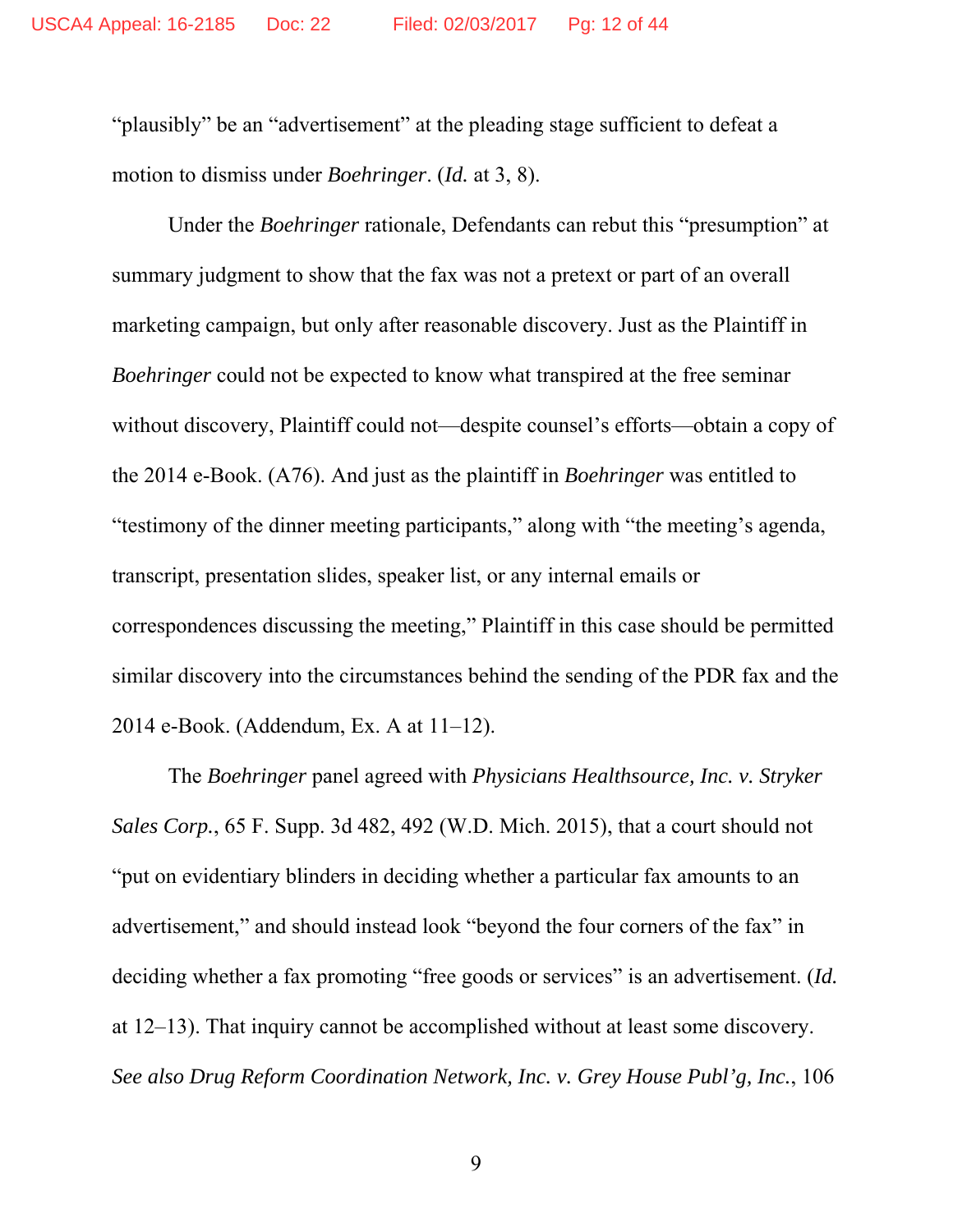"plausibly" be an "advertisement" at the pleading stage sufficient to defeat a motion to dismiss under *Boehringer*. (*Id.* at 3, 8).

Under the *Boehringer* rationale, Defendants can rebut this "presumption" at summary judgment to show that the fax was not a pretext or part of an overall marketing campaign, but only after reasonable discovery. Just as the Plaintiff in *Boehringer* could not be expected to know what transpired at the free seminar without discovery, Plaintiff could not—despite counsel's efforts—obtain a copy of the 2014 e-Book. (A76). And just as the plaintiff in *Boehringer* was entitled to "testimony of the dinner meeting participants," along with "the meeting's agenda, transcript, presentation slides, speaker list, or any internal emails or correspondences discussing the meeting," Plaintiff in this case should be permitted similar discovery into the circumstances behind the sending of the PDR fax and the 2014 e-Book. (Addendum, Ex. A at 11–12).

The *Boehringer* panel agreed with *Physicians Healthsource, Inc. v. Stryker Sales Corp.*, 65 F. Supp. 3d 482, 492 (W.D. Mich. 2015), that a court should not "put on evidentiary blinders in deciding whether a particular fax amounts to an advertisement," and should instead look "beyond the four corners of the fax" in deciding whether a fax promoting "free goods or services" is an advertisement. (*Id.* at 12–13). That inquiry cannot be accomplished without at least some discovery. *See also Drug Reform Coordination Network, Inc. v. Grey House Publ'g, Inc.*, 106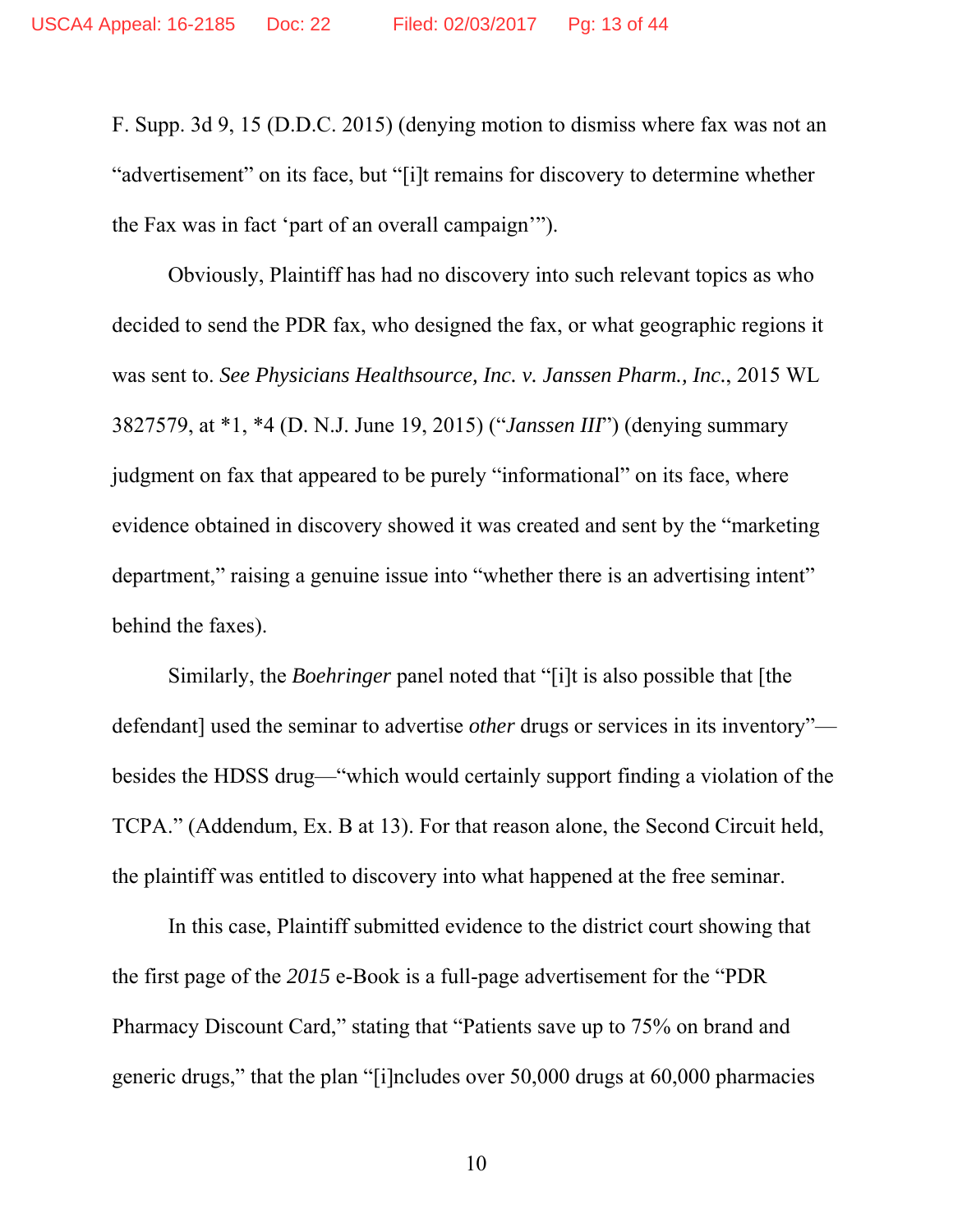F. Supp. 3d 9, 15 (D.D.C. 2015) (denying motion to dismiss where fax was not an "advertisement" on its face, but "[i]t remains for discovery to determine whether the Fax was in fact 'part of an overall campaign'").

Obviously, Plaintiff has had no discovery into such relevant topics as who decided to send the PDR fax, who designed the fax, or what geographic regions it was sent to. *See Physicians Healthsource, Inc. v. Janssen Pharm., Inc.*, 2015 WL 3827579, at *1, *4 (D. N.J. June 19, 2015) ("*Janssen III*") (denying summary judgment on fax that appeared to be purely "informational" on its face, where evidence obtained in discovery showed it was created and sent by the "marketing department," raising a genuine issue into "whether there is an advertising intent" behind the faxes).

Similarly, the *Boehringer* panel noted that "[i]t is also possible that [the defendant] used the seminar to advertise *other* drugs or services in its inventory"—besides the HDSS drug—"which would certainly support finding a violation of the TCPA." (Addendum, Ex. B at 13). For that reason alone, the Second Circuit held, the plaintiff was entitled to discovery into what happened at the free seminar.

In this case, Plaintiff submitted evidence to the district court showing that the first page of the *2015* e-Book is a full-page advertisement for the "PDR Pharmacy Discount Card," stating that "Patients save up to 75% on brand and generic drugs," that the plan "[i]ncludes over 50,000 drugs at 60,000 pharmacies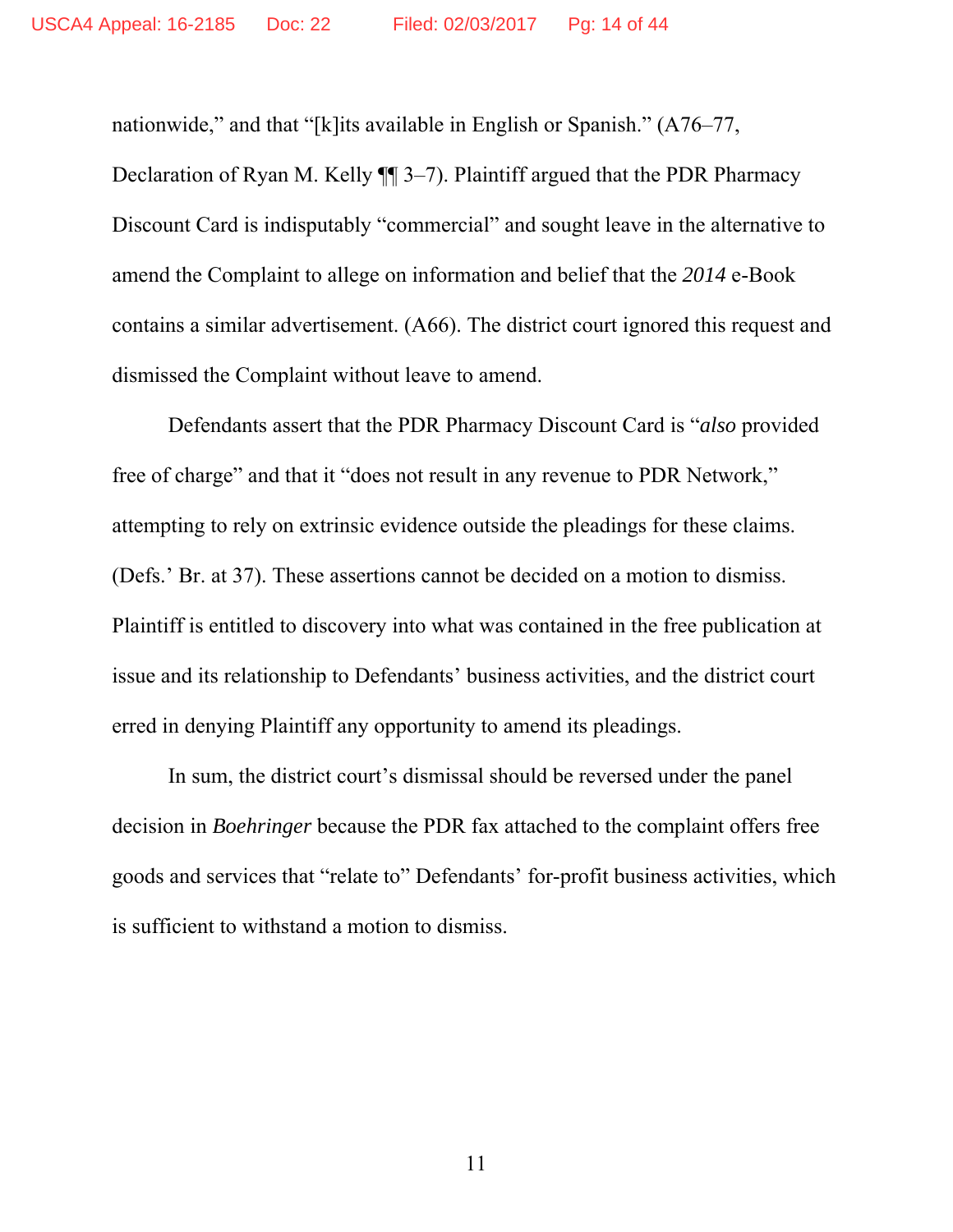nationwide," and that "[k]its available in English or Spanish." (A76–77, Declaration of Ryan M. Kelly ¶¶ 3–7). Plaintiff argued that the PDR Pharmacy Discount Card is indisputably "commercial" and sought leave in the alternative to amend the Complaint to allege on information and belief that the *2014* e-Book contains a similar advertisement. (A66). The district court ignored this request and dismissed the Complaint without leave to amend.

Defendants assert that the PDR Pharmacy Discount Card is "*also* provided free of charge" and that it "does not result in any revenue to PDR Network," attempting to rely on extrinsic evidence outside the pleadings for these claims. (Defs.' Br. at 37). These assertions cannot be decided on a motion to dismiss. Plaintiff is entitled to discovery into what was contained in the free publication at issue and its relationship to Defendants' business activities, and the district court erred in denying Plaintiff any opportunity to amend its pleadings.

In sum, the district court's dismissal should be reversed under the panel decision in *Boehringer* because the PDR fax attached to the complaint offers free goods and services that "relate to" Defendants' for-profit business activities, which is sufficient to withstand a motion to dismiss.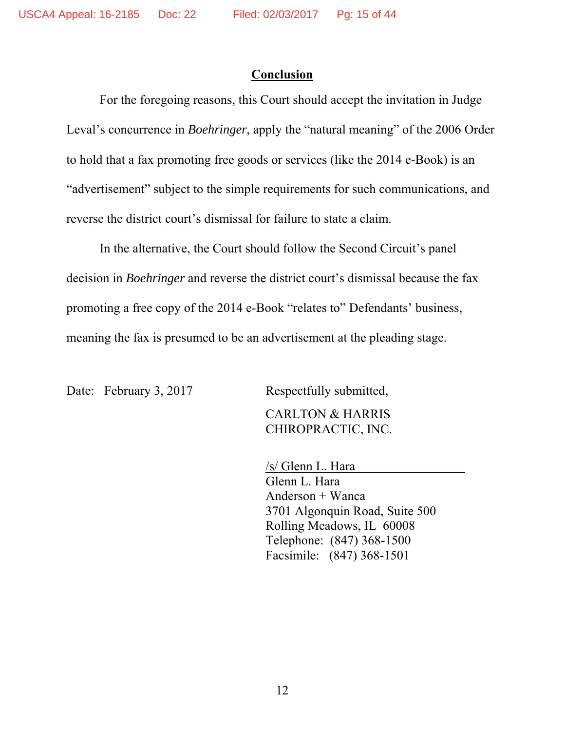## Conclusion

For the foregoing reasons, this Court should accept the invitation in Judge Leval's concurrence in *Boehringer*, apply the "natural meaning" of the 2006 Order to hold that a fax promoting free goods or services (like the 2014 e-Book) is an "advertisement" subject to the simple requirements for such communications, and reverse the district court's dismissal for failure to state a claim.

In the alternative, the Court should follow the Second Circuit's panel decision in *Boehringer* and reverse the district court's dismissal because the fax promoting a free copy of the 2014 e-Book "relates to" Defendants' business, meaning the fax is presumed to be an advertisement at the pleading stage.

Date: February 3, 2017

Respectfully submitted,

CARLTON & HARRIS
CHIROPRACTIC, INC.

/s/ Glenn L. Hara
Glenn L. Hara
Anderson + Wanca
3701 Algonquin Road, Suite 500
Rolling Meadows, IL 60008
Telephone: (847) 368-1500
Facsimile: (847) 368-1501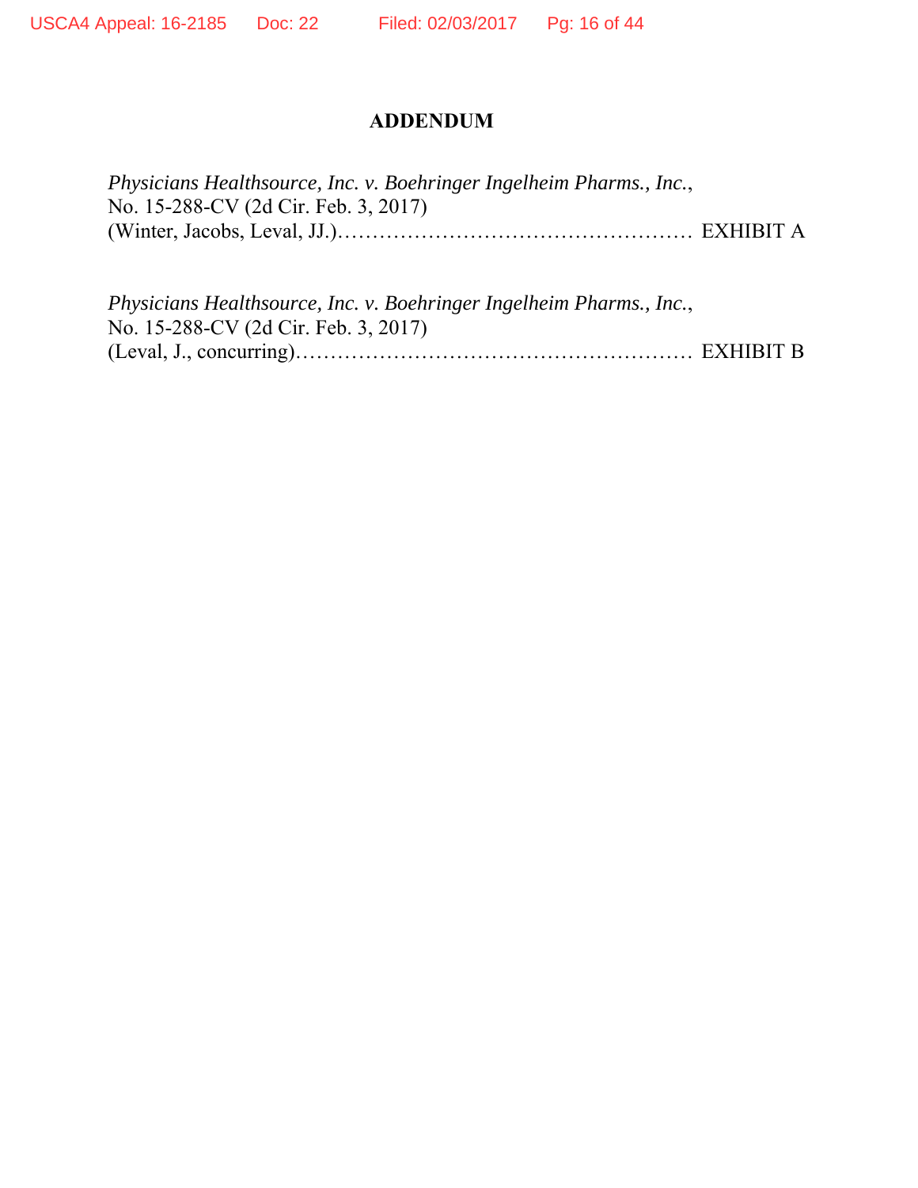# ADDENDUM

*Physicians Healthsource, Inc. v. Boehringer Ingelheim Pharms., Inc.*,
No. 15-288-CV (2d Cir. Feb. 3, 2017)
(Winter, Jacobs, Leval, JJ.)…………………………………………… EXHIBIT A

*Physicians Healthsource, Inc. v. Boehringer Ingelheim Pharms., Inc.*,
No. 15-288-CV (2d Cir. Feb. 3, 2017)
(Leval, J., concurring)………………………………………………… EXHIBIT B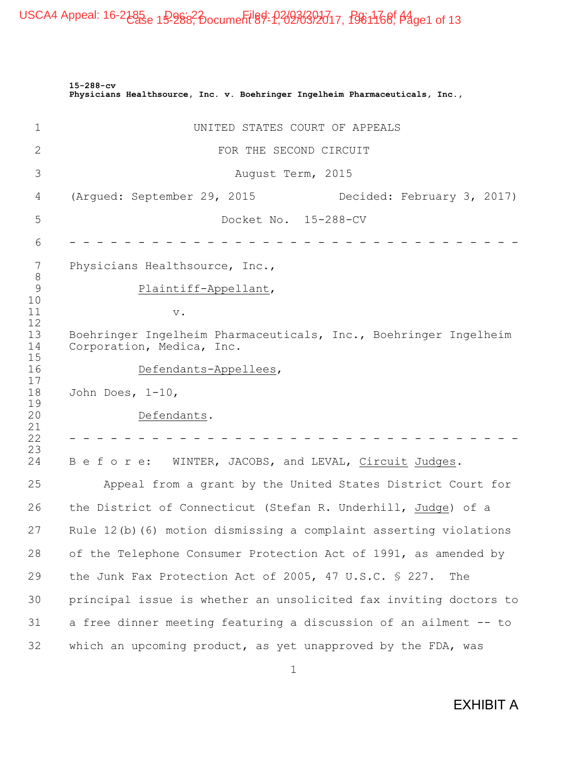**15-288-cv**
**Physicians Healthsource, Inc. v. Boehringer Ingelheim Pharmaceuticals, Inc.,**

UNITED STATES COURT OF APPEALS

FOR THE SECOND CIRCUIT

August Term, 2015

(Argued: September 29, 2015 Decided: February 3, 2017)

Docket No. 15-288-CV

- - - - - - - - - - - - - - - - - - - - - - - - - - - - - - - - - - - -

Physicians Healthsource, Inc.,

Plaintiff-Appellant,

v.

Boehringer Ingelheim Pharmaceuticals, Inc., Boehringer Ingelheim Corporation, Medica, Inc.

Defendants-Appellees,

John Does, 1-10,

Defendants.

- - - - - - - - - - - - - - - - - - - - - - - - - - - - - - - - - - - -

B e f o r e: WINTER, JACOBS, and LEVAL, Circuit Judges.

Appeal from a grant by the United States District Court for the District of Connecticut (Stefan R. Underhill, Judge) of a Rule 12(b)(6) motion dismissing a complaint asserting violations of the Telephone Consumer Protection Act of 1991, as amended by the Junk Fax Protection Act of 2005, 47 U.S.C. § 227. The principal issue is whether an unsolicited fax inviting doctors to a free dinner meeting featuring a discussion of an ailment -- to which an upcoming product, as yet unapproved by the FDA, was

EXHIBIT A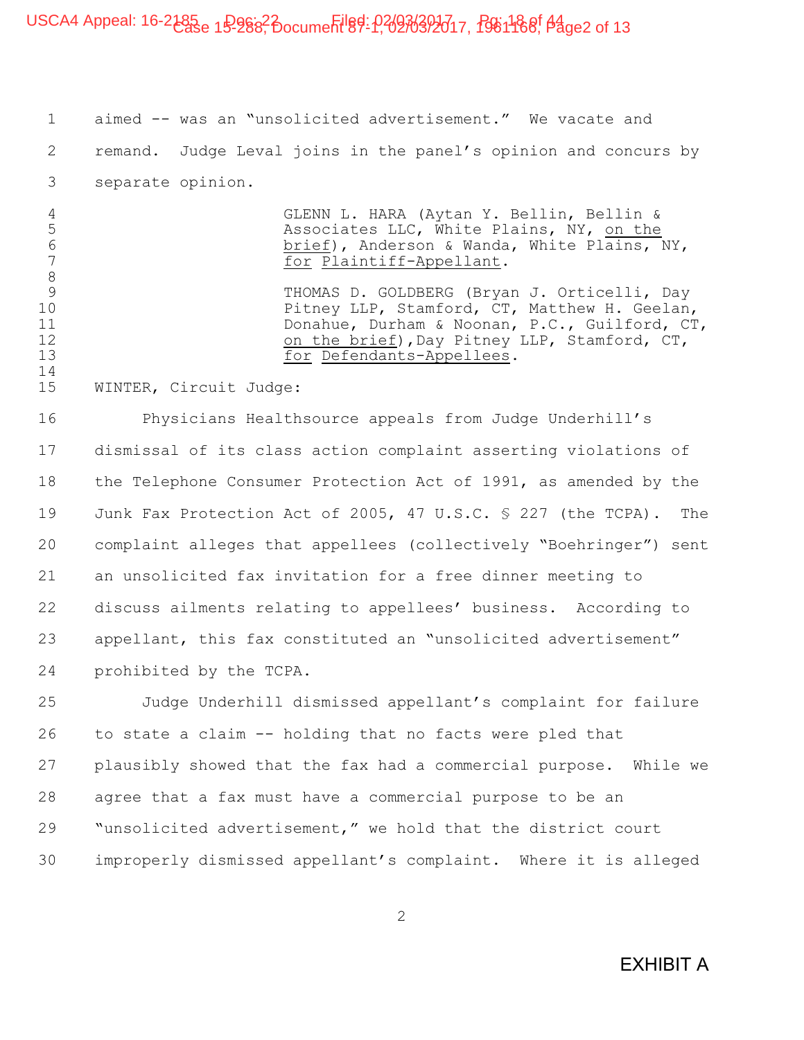aimed -- was an "unsolicited advertisement." We vacate and remand. Judge Leval joins in the panel's opinion and concurs by separate opinion.

GLENN L. HARA (Aytan Y. Bellin, Bellin & Associates LLC, White Plains, NY, on the brief), Anderson & Wanda, White Plains, NY, for Plaintiff-Appellant.

THOMAS D. GOLDBERG (Bryan J. Orticelli, Day Pitney LLP, Stamford, CT, Matthew H. Geelan, Donahue, Durham & Noonan, P.C., Guilford, CT, on the brief),Day Pitney LLP, Stamford, CT, for Defendants-Appellees.

WINTER, Circuit Judge:

Physicians Healthsource appeals from Judge Underhill's dismissal of its class action complaint asserting violations of the Telephone Consumer Protection Act of 1991, as amended by the Junk Fax Protection Act of 2005, 47 U.S.C. § 227 (the TCPA). The complaint alleges that appellees (collectively "Boehringer") sent an unsolicited fax invitation for a free dinner meeting to discuss ailments relating to appellees' business. According to appellant, this fax constituted an "unsolicited advertisement" prohibited by the TCPA.

Judge Underhill dismissed appellant's complaint for failure to state a claim -- holding that no facts were pled that plausibly showed that the fax had a commercial purpose. While we agree that a fax must have a commercial purpose to be an "unsolicited advertisement," we hold that the district court improperly dismissed appellant's complaint. Where it is alleged

EXHIBIT A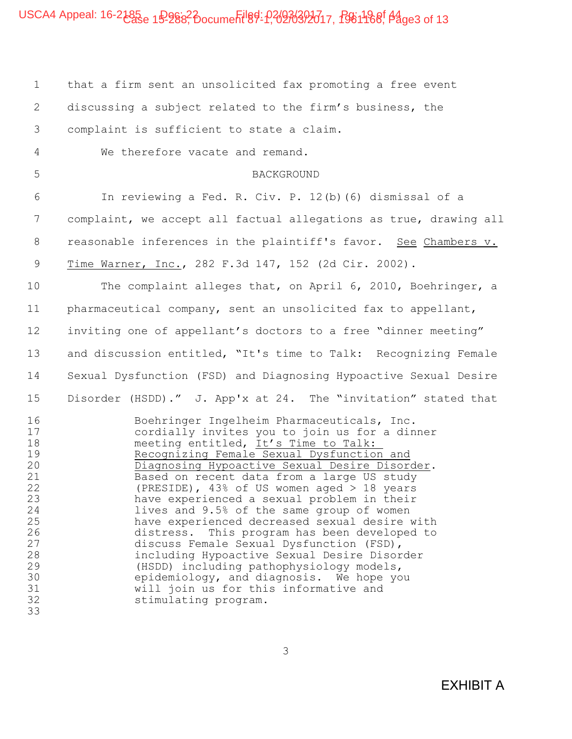that a firm sent an unsolicited fax promoting a free event discussing a subject related to the firm's business, the complaint is sufficient to state a claim.

We therefore vacate and remand.

BACKGROUND

In reviewing a Fed. R. Civ. P. 12(b)(6) dismissal of a complaint, we accept all factual allegations as true, drawing all reasonable inferences in the plaintiff's favor. See Chambers v. Time Warner, Inc., 282 F.3d 147, 152 (2d Cir. 2002).

The complaint alleges that, on April 6, 2010, Boehringer, a pharmaceutical company, sent an unsolicited fax to appellant, inviting one of appellant's doctors to a free "dinner meeting" and discussion entitled, "It's time to Talk: Recognizing Female Sexual Dysfunction (FSD) and Diagnosing Hypoactive Sexual Desire Disorder (HSDD)." J. App'x at 24. The "invitation" stated that

> Boehringer Ingelheim Pharmaceuticals, Inc. cordially invites you to join us for a dinner meeting entitled, It's Time to Talk: Recognizing Female Sexual Dysfunction and Diagnosing Hypoactive Sexual Desire Disorder. Based on recent data from a large US study (PRESIDE), 43% of US women aged > 18 years have experienced a sexual problem in their lives and 9.5% of the same group of women have experienced decreased sexual desire with distress. This program has been developed to discuss Female Sexual Dysfunction (FSD), including Hypoactive Sexual Desire Disorder (HSDD) including pathophysiology models, epidemiology, and diagnosis. We hope you will join us for this informative and stimulating program.

EXHIBIT A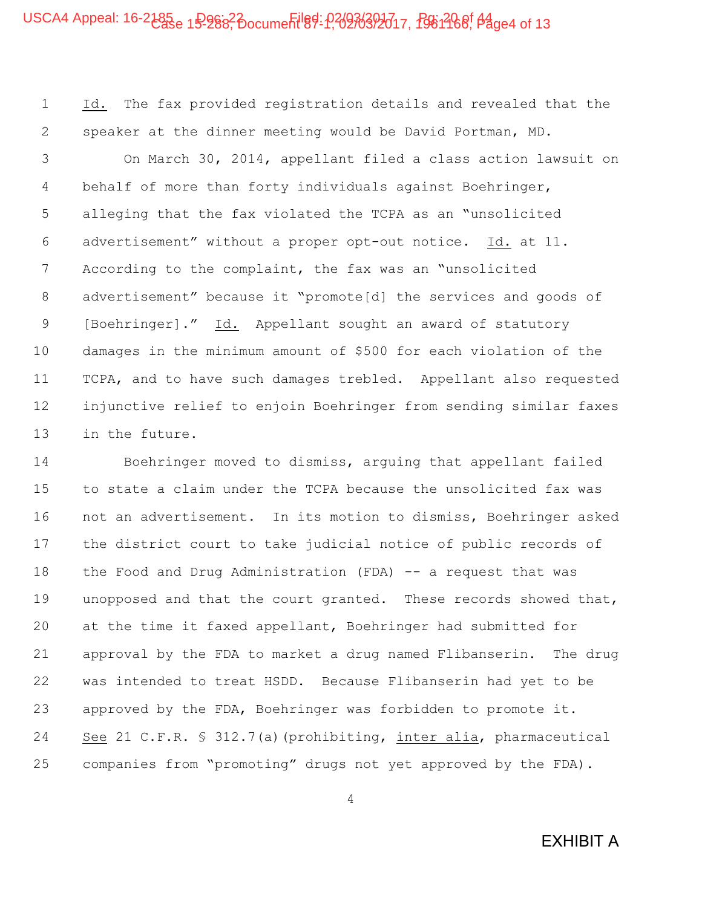Id. The fax provided registration details and revealed that the speaker at the dinner meeting would be David Portman, MD.

On March 30, 2014, appellant filed a class action lawsuit on behalf of more than forty individuals against Boehringer, alleging that the fax violated the TCPA as an "unsolicited advertisement" without a proper opt-out notice. Id. at 11. According to the complaint, the fax was an "unsolicited advertisement" because it "promote[d] the services and goods of [Boehringer]." Id. Appellant sought an award of statutory damages in the minimum amount of $500 for each violation of the TCPA, and to have such damages trebled. Appellant also requested injunctive relief to enjoin Boehringer from sending similar faxes in the future.

Boehringer moved to dismiss, arguing that appellant failed to state a claim under the TCPA because the unsolicited fax was not an advertisement. In its motion to dismiss, Boehringer asked the district court to take judicial notice of public records of the Food and Drug Administration (FDA) -- a request that was unopposed and that the court granted. These records showed that, at the time it faxed appellant, Boehringer had submitted for approval by the FDA to market a drug named Flibanserin. The drug was intended to treat HSDD. Because Flibanserin had yet to be approved by the FDA, Boehringer was forbidden to promote it. See 21 C.F.R. § 312.7(a)(prohibiting, inter alia, pharmaceutical companies from "promoting" drugs not yet approved by the FDA).

EXHIBIT A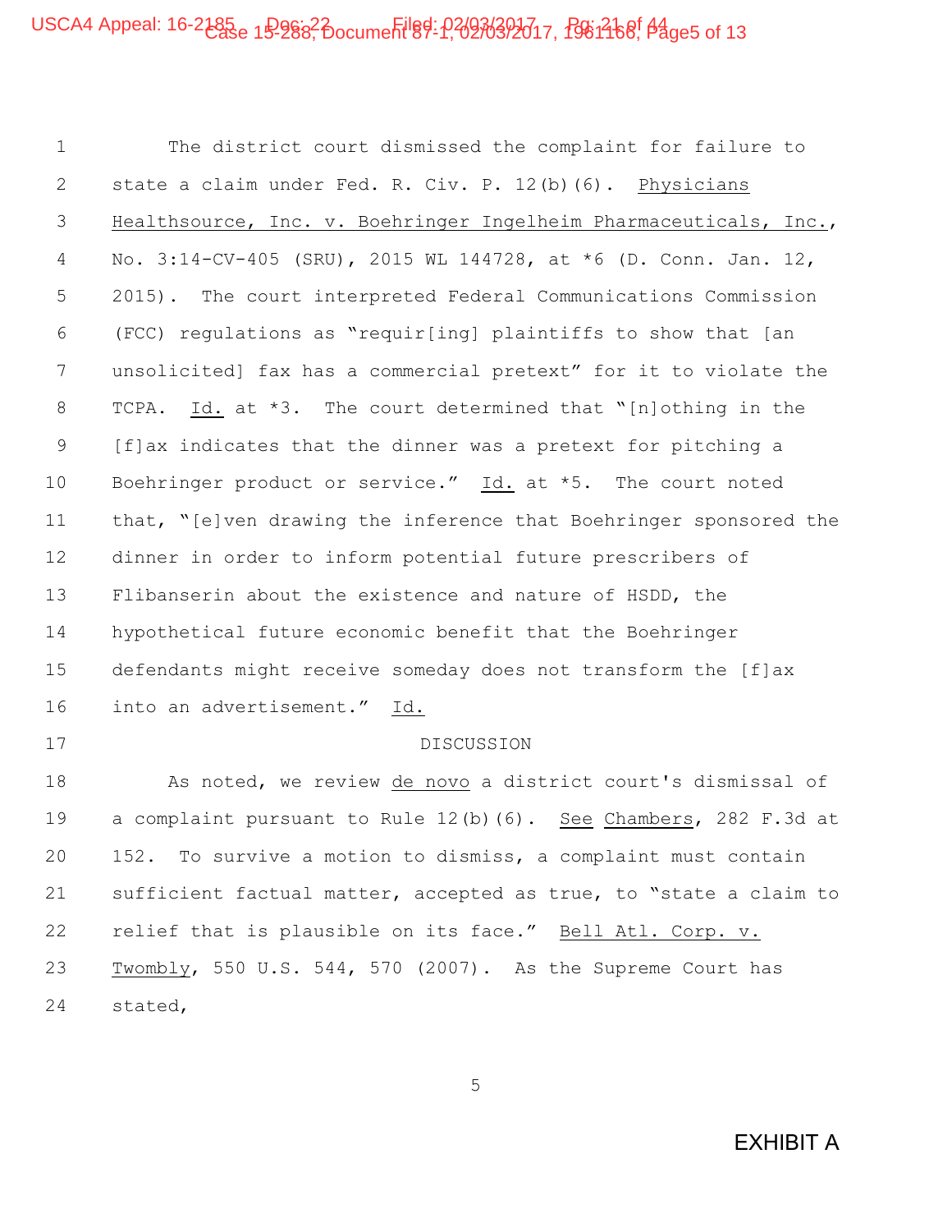The district court dismissed the complaint for failure to state a claim under Fed. R. Civ. P. 12(b)(6). Physicians Healthsource, Inc. v. Boehringer Ingelheim Pharmaceuticals, Inc., No. 3:14-CV-405 (SRU), 2015 WL 144728, at *6 (D. Conn. Jan. 12, 2015). The court interpreted Federal Communications Commission (FCC) regulations as "requir[ing] plaintiffs to show that [an unsolicited] fax has a commercial pretext" for it to violate the TCPA. Id. at *3. The court determined that "[n]othing in the [f]ax indicates that the dinner was a pretext for pitching a Boehringer product or service." Id. at *5. The court noted that, "[e]ven drawing the inference that Boehringer sponsored the dinner in order to inform potential future prescribers of Flibanserin about the existence and nature of HSDD, the hypothetical future economic benefit that the Boehringer defendants might receive someday does not transform the [f]ax into an advertisement." Id.

## DISCUSSION

As noted, we review de novo a district court's dismissal of a complaint pursuant to Rule 12(b)(6). See Chambers, 282 F.3d at 152. To survive a motion to dismiss, a complaint must contain sufficient factual matter, accepted as true, to "state a claim to relief that is plausible on its face." Bell Atl. Corp. v. Twombly, 550 U.S. 544, 570 (2007). As the Supreme Court has stated,

EXHIBIT A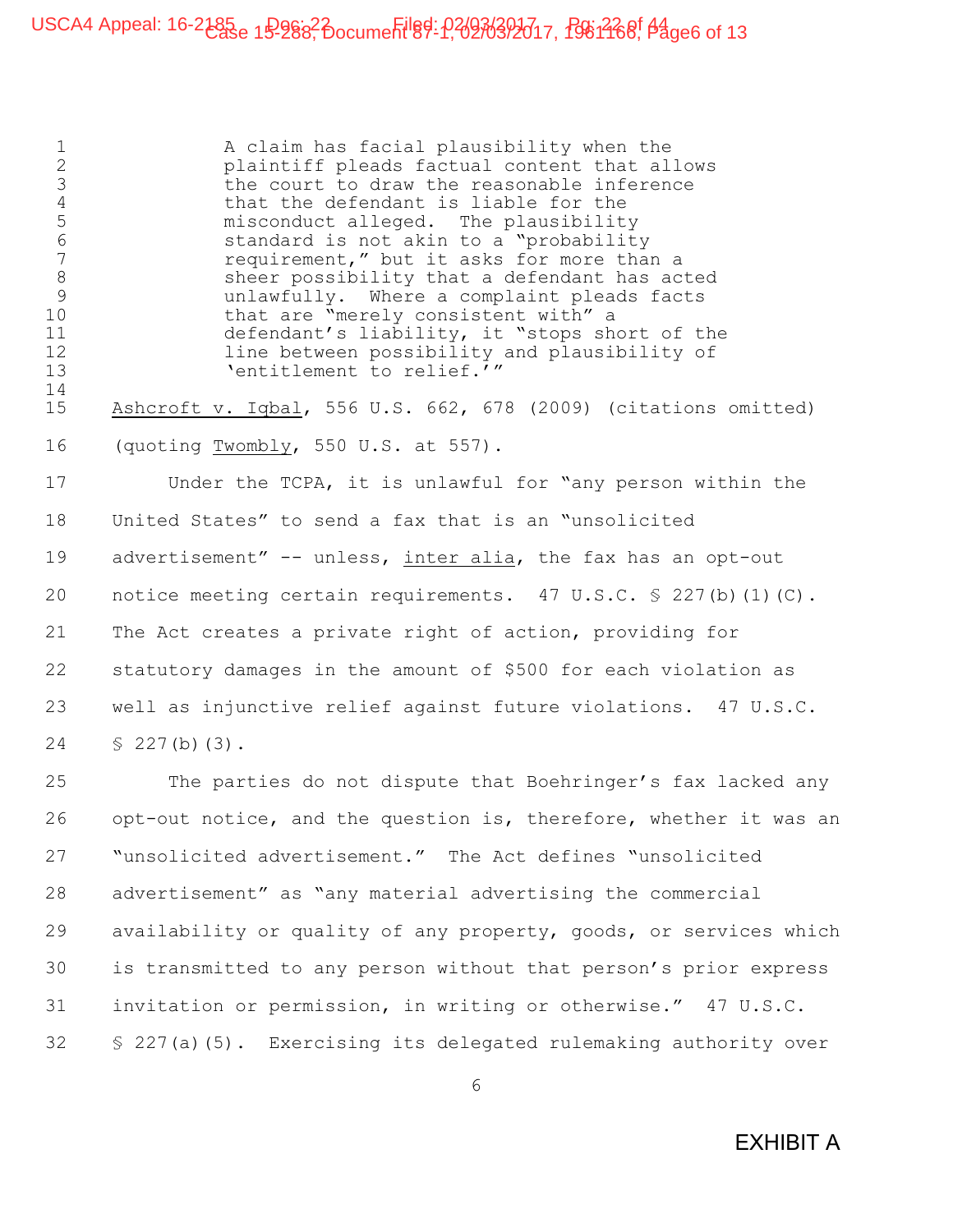> A claim has facial plausibility when the plaintiff pleads factual content that allows the court to draw the reasonable inference that the defendant is liable for the misconduct alleged. The plausibility standard is not akin to a "probability requirement," but it asks for more than a sheer possibility that a defendant has acted unlawfully. Where a complaint pleads facts that are "merely consistent with" a defendant's liability, it "stops short of the line between possibility and plausibility of 'entitlement to relief.'"

Ashcroft v. Iqbal, 556 U.S. 662, 678 (2009) (citations omitted) (quoting Twombly, 550 U.S. at 557).

Under the TCPA, it is unlawful for "any person within the United States" to send a fax that is an "unsolicited advertisement" -- unless, inter alia, the fax has an opt-out notice meeting certain requirements. 47 U.S.C. § 227(b)(1)(C). The Act creates a private right of action, providing for statutory damages in the amount of $500 for each violation as well as injunctive relief against future violations. 47 U.S.C. § 227(b)(3).

The parties do not dispute that Boehringer's fax lacked any opt-out notice, and the question is, therefore, whether it was an "unsolicited advertisement." The Act defines "unsolicited advertisement" as "any material advertising the commercial availability or quality of any property, goods, or services which is transmitted to any person without that person's prior express invitation or permission, in writing or otherwise." 47 U.S.C. § 227(a)(5). Exercising its delegated rulemaking authority over

EXHIBIT A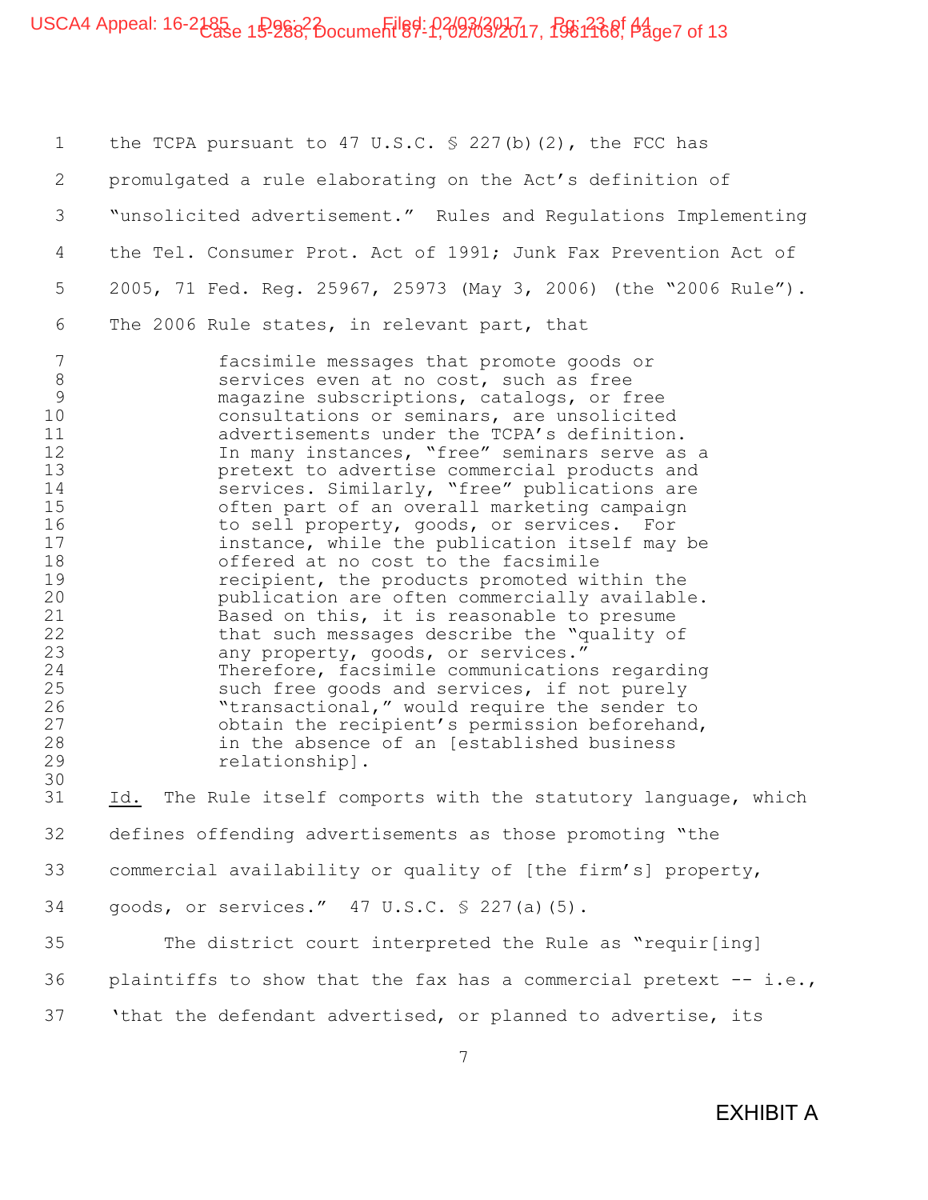the TCPA pursuant to 47 U.S.C. § 227(b)(2), the FCC has promulgated a rule elaborating on the Act's definition of "unsolicited advertisement." Rules and Regulations Implementing the Tel. Consumer Prot. Act of 1991; Junk Fax Prevention Act of 2005, 71 Fed. Reg. 25967, 25973 (May 3, 2006) (the "2006 Rule"). The 2006 Rule states, in relevant part, that

> facsimile messages that promote goods or services even at no cost, such as free magazine subscriptions, catalogs, or free consultations or seminars, are unsolicited advertisements under the TCPA's definition. In many instances, "free" seminars serve as a pretext to advertise commercial products and services. Similarly, "free" publications are often part of an overall marketing campaign to sell property, goods, or services. For instance, while the publication itself may be offered at no cost to the facsimile recipient, the products promoted within the publication are often commercially available. Based on this, it is reasonable to presume that such messages describe the "quality of any property, goods, or services." Therefore, facsimile communications regarding such free goods and services, if not purely "transactional," would require the sender to obtain the recipient's permission beforehand, in the absence of an [established business relationship].

_Id._ The Rule itself comports with the statutory language, which defines offending advertisements as those promoting "the commercial availability or quality of [the firm's] property, goods, or services." 47 U.S.C. § 227(a)(5).

The district court interpreted the Rule as "requir[ing] plaintiffs to show that the fax has a commercial pretext -- i.e., 'that the defendant advertised, or planned to advertise, its

EXHIBIT A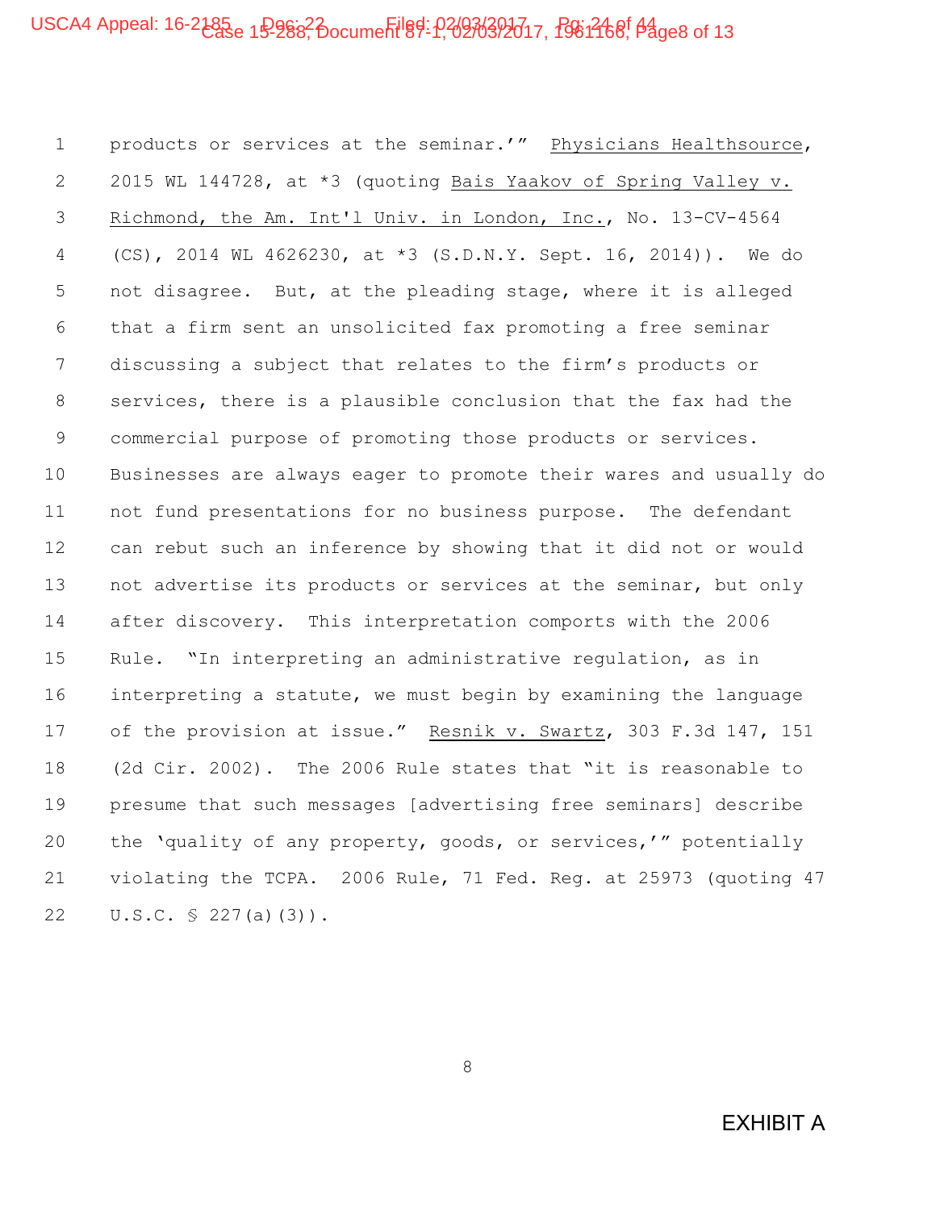products or services at the seminar.'" Physicians Healthsource, 2015 WL 144728, at *3 (quoting Bais Yaakov of Spring Valley v. Richmond, the Am. Int'l Univ. in London, Inc., No. 13-CV-4564 (CS), 2014 WL 4626230, at *3 (S.D.N.Y. Sept. 16, 2014)). We do not disagree. But, at the pleading stage, where it is alleged that a firm sent an unsolicited fax promoting a free seminar discussing a subject that relates to the firm's products or services, there is a plausible conclusion that the fax had the commercial purpose of promoting those products or services. Businesses are always eager to promote their wares and usually do not fund presentations for no business purpose. The defendant can rebut such an inference by showing that it did not or would not advertise its products or services at the seminar, but only after discovery. This interpretation comports with the 2006 Rule. "In interpreting an administrative regulation, as in interpreting a statute, we must begin by examining the language of the provision at issue." Resnik v. Swartz, 303 F.3d 147, 151 (2d Cir. 2002). The 2006 Rule states that "it is reasonable to presume that such messages [advertising free seminars] describe the 'quality of any property, goods, or services,'" potentially violating the TCPA. 2006 Rule, 71 Fed. Reg. at 25973 (quoting 47 U.S.C. § 227(a)(3)).

EXHIBIT A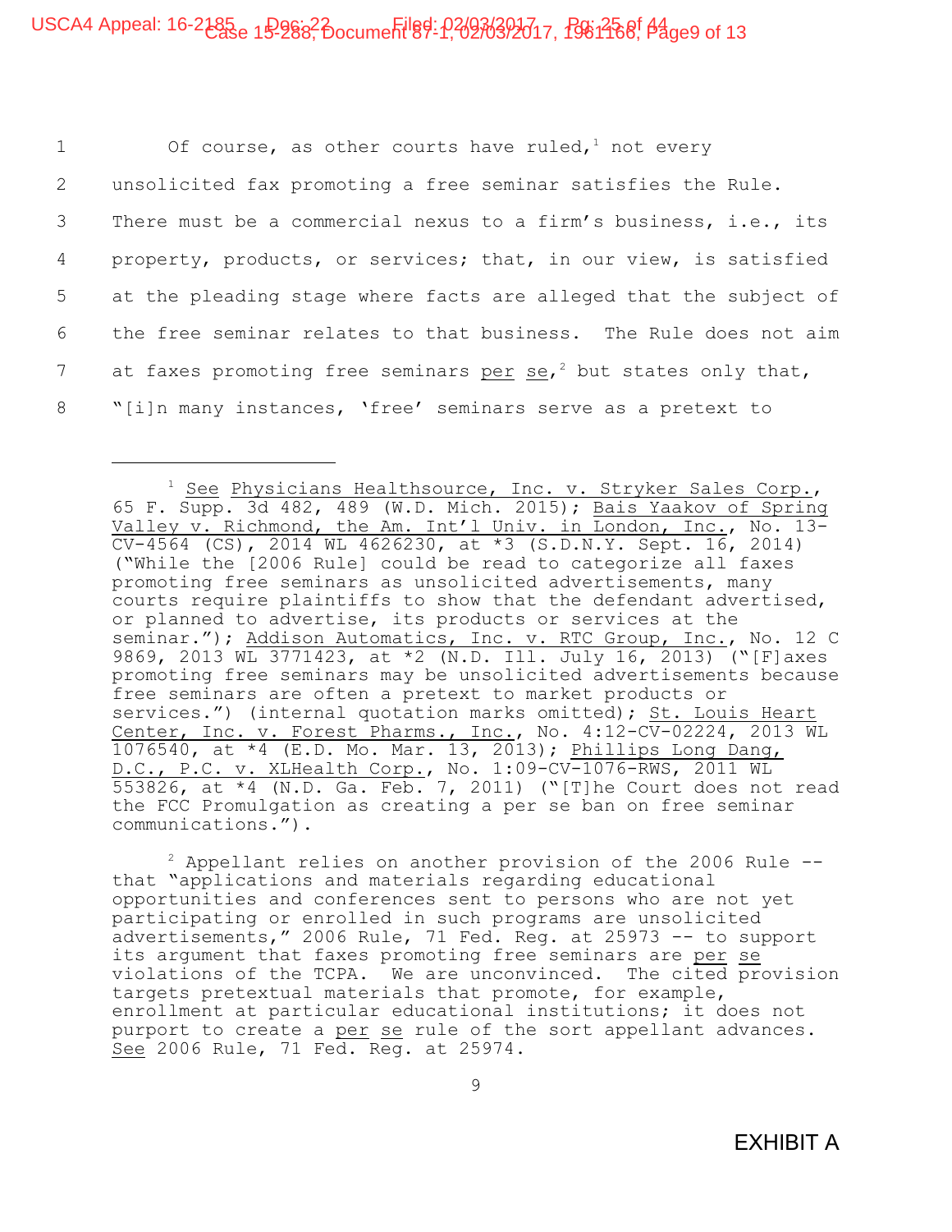Of course, as other courts have ruled,[1] not every unsolicited fax promoting a free seminar satisfies the Rule. There must be a commercial nexus to a firm's business, i.e., its property, products, or services; that, in our view, is satisfied at the pleading stage where facts are alleged that the subject of the free seminar relates to that business. The Rule does not aim at faxes promoting free seminars per se,[2] but states only that, "[i]n many instances, 'free' seminars serve as a pretext to

---

[1] See Physicians Healthsource, Inc. v. Stryker Sales Corp., 65 F. Supp. 3d 482, 489 (W.D. Mich. 2015); Bais Yaakov of Spring Valley v. Richmond, the Am. Int'l Univ. in London, Inc., No. 13-CV-4564 (CS), 2014 WL 4626230, at *3 (S.D.N.Y. Sept. 16, 2014) ("While the [2006 Rule] could be read to categorize all faxes promoting free seminars as unsolicited advertisements, many courts require plaintiffs to show that the defendant advertised, or planned to advertise, its products or services at the seminar."); Addison Automatics, Inc. v. RTC Group, Inc., No. 12 C 9869, 2013 WL 3771423, at *2 (N.D. Ill. July 16, 2013) ("[F]axes promoting free seminars may be unsolicited advertisements because free seminars are often a pretext to market products or services.") (internal quotation marks omitted); St. Louis Heart Center, Inc. v. Forest Pharms., Inc., No. 4:12-CV-02224, 2013 WL 1076540, at *4 (E.D. Mo. Mar. 13, 2013); Phillips Long Dang, D.C., P.C. v. XLHealth Corp., No. 1:09-CV-1076-RWS, 2011 WL 553826, at *4 (N.D. Ga. Feb. 7, 2011) ("[T]he Court does not read the FCC Promulgation as creating a per se ban on free seminar communications.").

[2] Appellant relies on another provision of the 2006 Rule -- that "applications and materials regarding educational opportunities and conferences sent to persons who are not yet participating or enrolled in such programs are unsolicited advertisements," 2006 Rule, 71 Fed. Reg. at 25973 -- to support its argument that faxes promoting free seminars are per se violations of the TCPA. We are unconvinced. The cited provision targets pretextual materials that promote, for example, enrollment at particular educational institutions; it does not purport to create a per se rule of the sort appellant advances. See 2006 Rule, 71 Fed. Reg. at 25974.

EXHIBIT A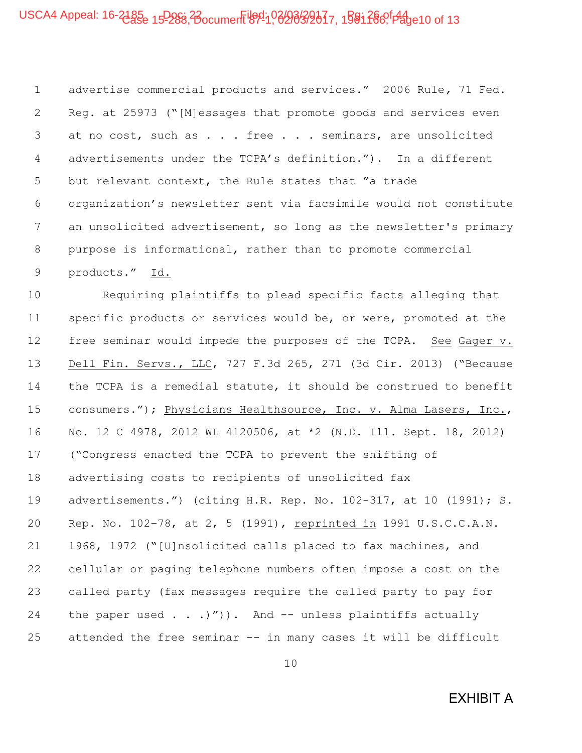advertise commercial products and services." 2006 Rule, 71 Fed. Reg. at 25973 ("[M]essages that promote goods and services even at no cost, such as . . . free . . . seminars, are unsolicited advertisements under the TCPA's definition."). In a different but relevant context, the Rule states that "a trade organization's newsletter sent via facsimile would not constitute an unsolicited advertisement, so long as the newsletter's primary purpose is informational, rather than to promote commercial products." Id.

Requiring plaintiffs to plead specific facts alleging that specific products or services would be, or were, promoted at the free seminar would impede the purposes of the TCPA. See Gager v. Dell Fin. Servs., LLC, 727 F.3d 265, 271 (3d Cir. 2013) ("Because the TCPA is a remedial statute, it should be construed to benefit consumers."); Physicians Healthsource, Inc. v. Alma Lasers, Inc., No. 12 C 4978, 2012 WL 4120506, at *2 (N.D. Ill. Sept. 18, 2012) ("Congress enacted the TCPA to prevent the shifting of advertising costs to recipients of unsolicited fax advertisements.") (citing H.R. Rep. No. 102-317, at 10 (1991); S. Rep. No. 102-78, at 2, 5 (1991), reprinted in 1991 U.S.C.C.A.N. 1968, 1972 ("[U]nsolicited calls placed to fax machines, and cellular or paging telephone numbers often impose a cost on the called party (fax messages require the called party to pay for the paper used . . .)")). And -- unless plaintiffs actually attended the free seminar -- in many cases it will be difficult

EXHIBIT A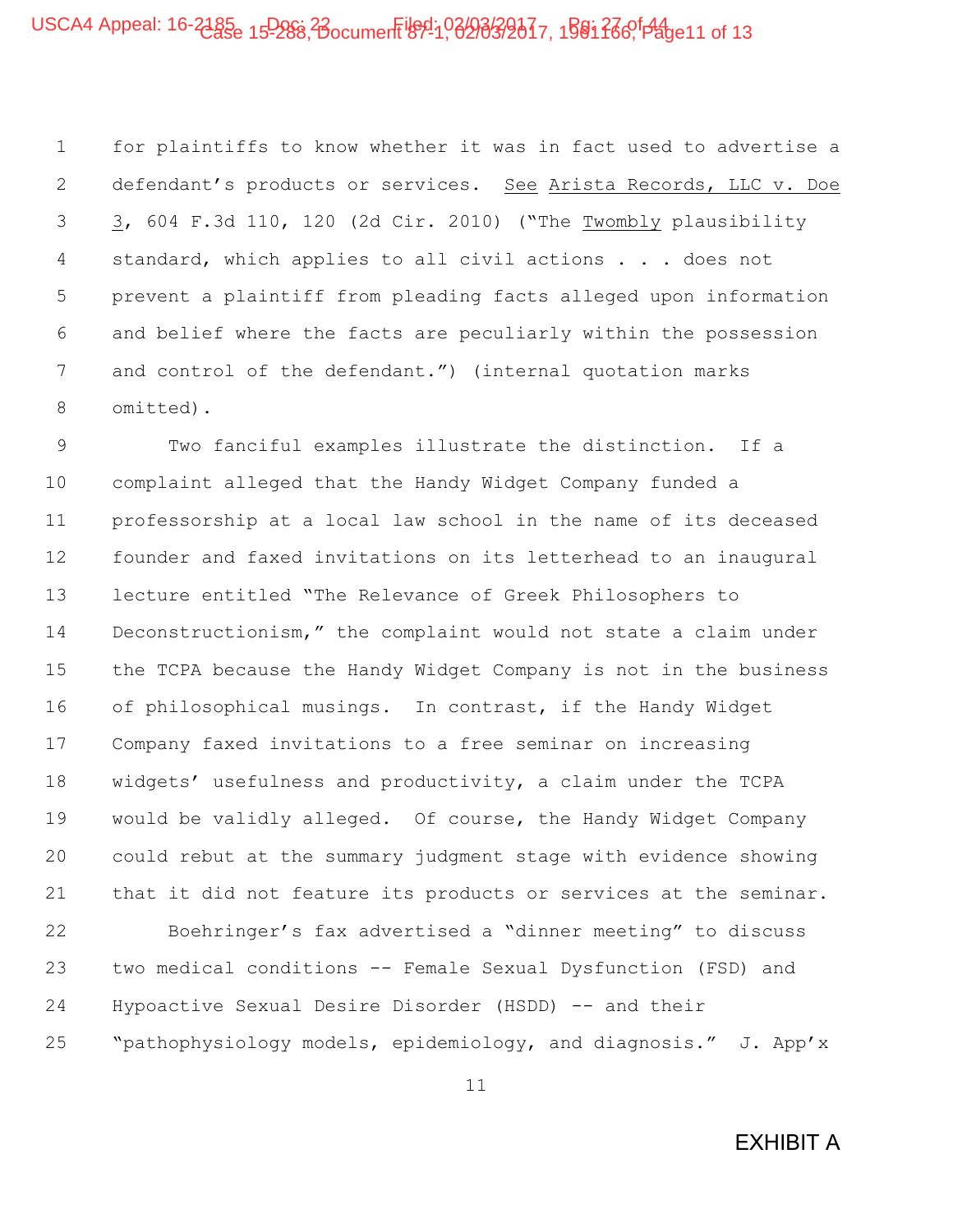for plaintiffs to know whether it was in fact used to advertise a defendant's products or services. See Arista Records, LLC v. Doe 3, 604 F.3d 110, 120 (2d Cir. 2010) ("The Twombly plausibility standard, which applies to all civil actions . . . does not prevent a plaintiff from pleading facts alleged upon information and belief where the facts are peculiarly within the possession and control of the defendant.") (internal quotation marks omitted).

Two fanciful examples illustrate the distinction. If a complaint alleged that the Handy Widget Company funded a professorship at a local law school in the name of its deceased founder and faxed invitations on its letterhead to an inaugural lecture entitled "The Relevance of Greek Philosophers to Deconstructionism," the complaint would not state a claim under the TCPA because the Handy Widget Company is not in the business of philosophical musings. In contrast, if the Handy Widget Company faxed invitations to a free seminar on increasing widgets' usefulness and productivity, a claim under the TCPA would be validly alleged. Of course, the Handy Widget Company could rebut at the summary judgment stage with evidence showing that it did not feature its products or services at the seminar.

Boehringer's fax advertised a "dinner meeting" to discuss two medical conditions -- Female Sexual Dysfunction (FSD) and Hypoactive Sexual Desire Disorder (HSDD) -- and their "pathophysiology models, epidemiology, and diagnosis." J. App'x

EXHIBIT A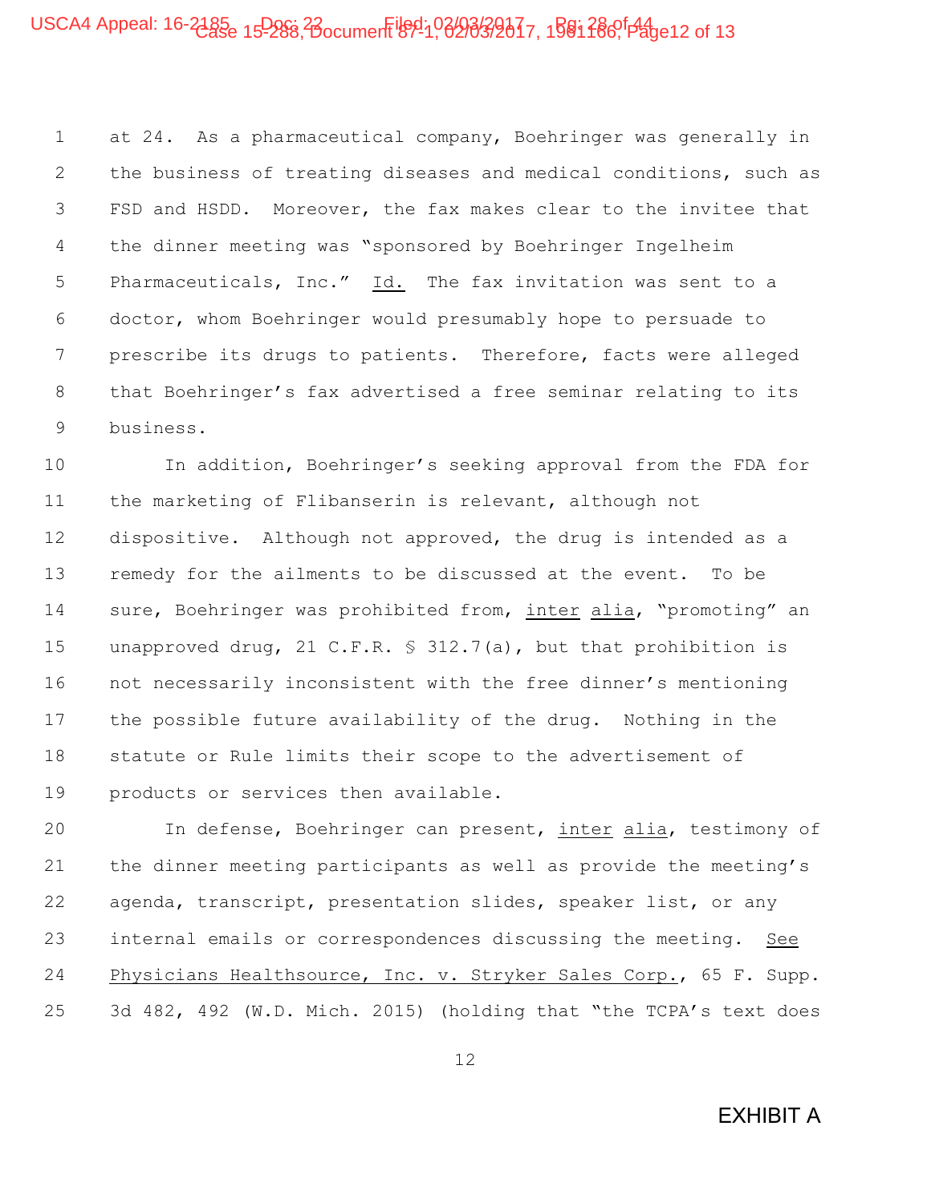at 24. As a pharmaceutical company, Boehringer was generally in the business of treating diseases and medical conditions, such as FSD and HSDD. Moreover, the fax makes clear to the invitee that the dinner meeting was "sponsored by Boehringer Ingelheim Pharmaceuticals, Inc." Id. The fax invitation was sent to a doctor, whom Boehringer would presumably hope to persuade to prescribe its drugs to patients. Therefore, facts were alleged that Boehringer's fax advertised a free seminar relating to its business.

In addition, Boehringer's seeking approval from the FDA for the marketing of Flibanserin is relevant, although not dispositive. Although not approved, the drug is intended as a remedy for the ailments to be discussed at the event. To be sure, Boehringer was prohibited from, inter alia, "promoting" an unapproved drug, 21 C.F.R. § 312.7(a), but that prohibition is not necessarily inconsistent with the free dinner's mentioning the possible future availability of the drug. Nothing in the statute or Rule limits their scope to the advertisement of products or services then available.

In defense, Boehringer can present, inter alia, testimony of the dinner meeting participants as well as provide the meeting's agenda, transcript, presentation slides, speaker list, or any internal emails or correspondences discussing the meeting. See Physicians Healthsource, Inc. v. Stryker Sales Corp., 65 F. Supp. 3d 482, 492 (W.D. Mich. 2015) (holding that "the TCPA's text does

EXHIBIT A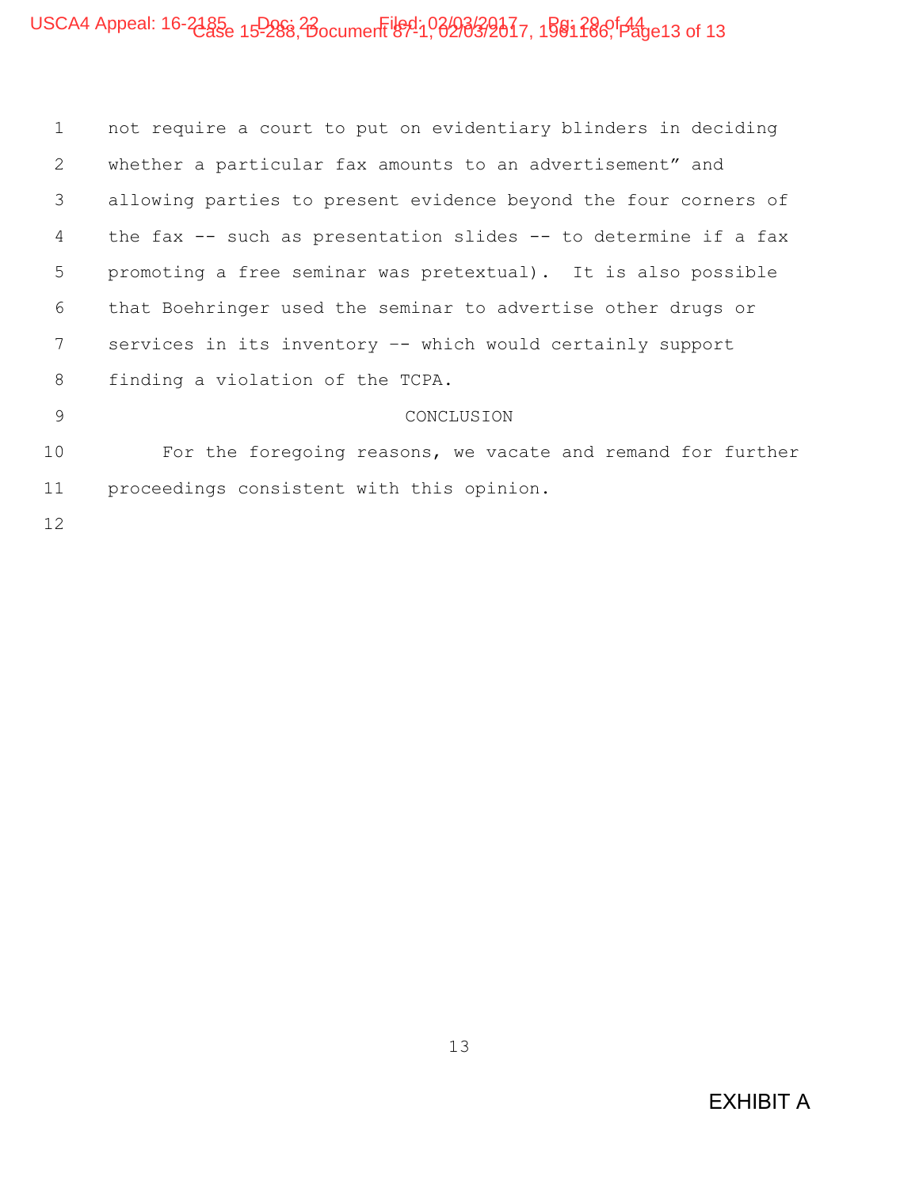not require a court to put on evidentiary blinders in deciding whether a particular fax amounts to an advertisement" and allowing parties to present evidence beyond the four corners of the fax -- such as presentation slides -- to determine if a fax promoting a free seminar was pretextual). It is also possible that Boehringer used the seminar to advertise other drugs or services in its inventory –- which would certainly support finding a violation of the TCPA.

## CONCLUSION

For the foregoing reasons, we vacate and remand for further proceedings consistent with this opinion.

EXHIBIT A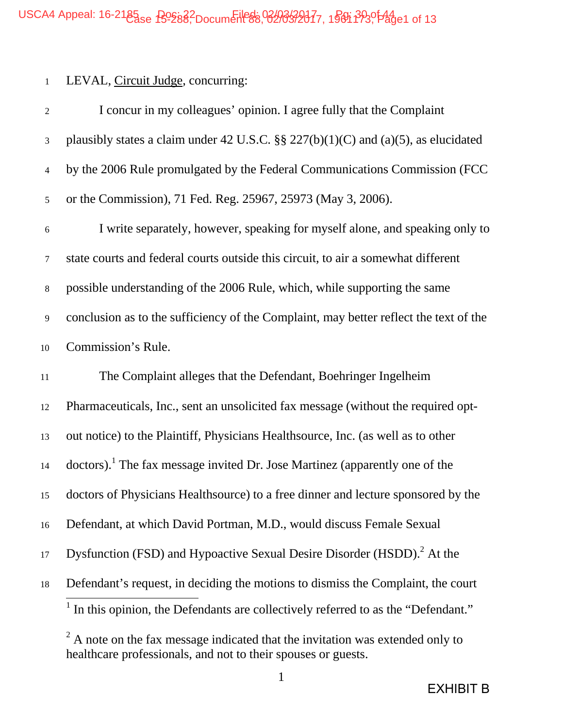LEVAL, Circuit Judge, concurring:

I concur in my colleagues' opinion. I agree fully that the Complaint plausibly states a claim under 42 U.S.C. §§ 227(b)(1)(C) and (a)(5), as elucidated by the 2006 Rule promulgated by the Federal Communications Commission (FCC or the Commission), 71 Fed. Reg. 25967, 25973 (May 3, 2006).

I write separately, however, speaking for myself alone, and speaking only to state courts and federal courts outside this circuit, to air a somewhat different possible understanding of the 2006 Rule, which, while supporting the same conclusion as to the sufficiency of the Complaint, may better reflect the text of the Commission's Rule.

The Complaint alleges that the Defendant, Boehringer Ingelheim Pharmaceuticals, Inc., sent an unsolicited fax message (without the required opt-out notice) to the Plaintiff, Physicians Healthsource, Inc. (as well as to other doctors).[1] The fax message invited Dr. Jose Martinez (apparently one of the doctors of Physicians Healthsource) to a free dinner and lecture sponsored by the Defendant, at which David Portman, M.D., would discuss Female Sexual Dysfunction (FSD) and Hypoactive Sexual Desire Disorder (HSDD).[2] At the Defendant's request, in deciding the motions to dismiss the Complaint, the court

[1] In this opinion, the Defendants are collectively referred to as the "Defendant."

[2] A note on the fax message indicated that the invitation was extended only to healthcare professionals, and not to their spouses or guests.

EXHIBIT B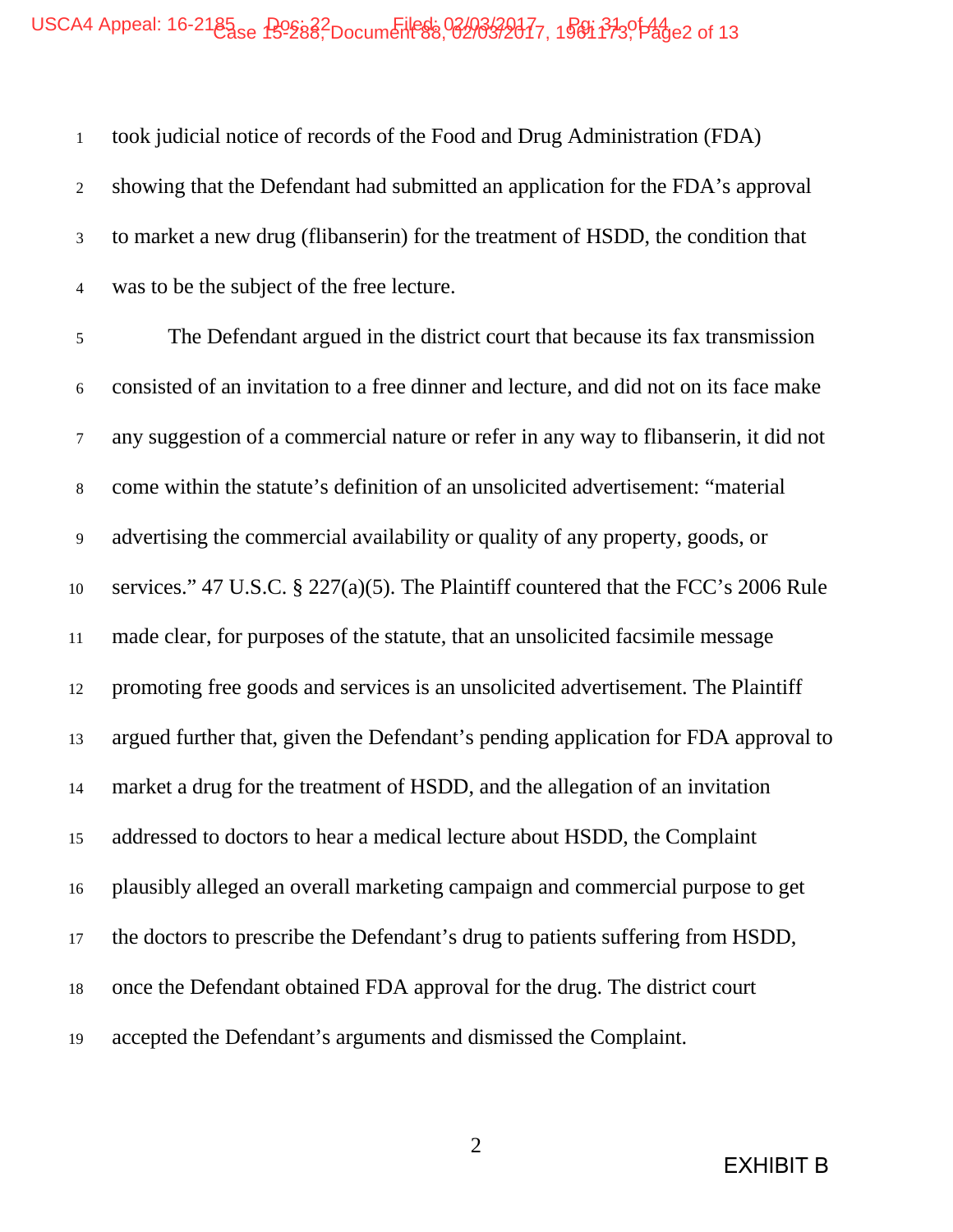took judicial notice of records of the Food and Drug Administration (FDA) showing that the Defendant had submitted an application for the FDA's approval to market a new drug (flibanserin) for the treatment of HSDD, the condition that was to be the subject of the free lecture.

The Defendant argued in the district court that because its fax transmission consisted of an invitation to a free dinner and lecture, and did not on its face make any suggestion of a commercial nature or refer in any way to flibanserin, it did not come within the statute's definition of an unsolicited advertisement: "material advertising the commercial availability or quality of any property, goods, or services." 47 U.S.C. § 227(a)(5). The Plaintiff countered that the FCC's 2006 Rule made clear, for purposes of the statute, that an unsolicited facsimile message promoting free goods and services is an unsolicited advertisement. The Plaintiff argued further that, given the Defendant's pending application for FDA approval to market a drug for the treatment of HSDD, and the allegation of an invitation addressed to doctors to hear a medical lecture about HSDD, the Complaint plausibly alleged an overall marketing campaign and commercial purpose to get the doctors to prescribe the Defendant's drug to patients suffering from HSDD, once the Defendant obtained FDA approval for the drug. The district court accepted the Defendant's arguments and dismissed the Complaint.

EXHIBIT B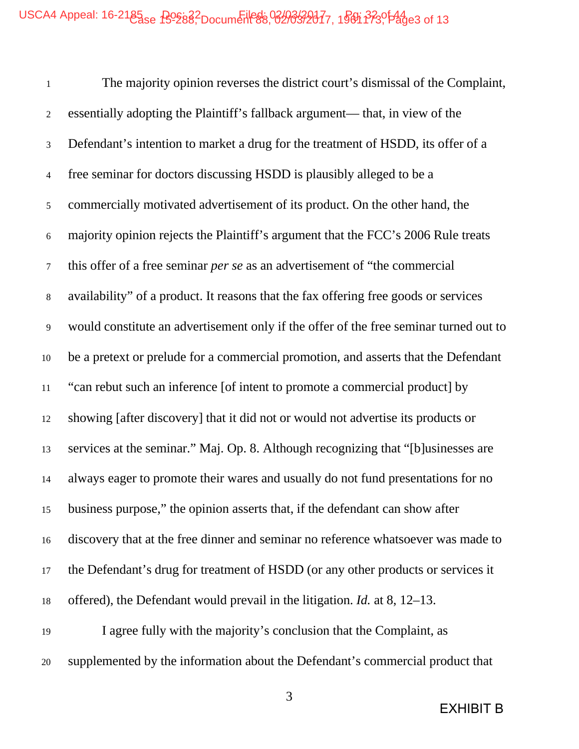The majority opinion reverses the district court's dismissal of the Complaint, essentially adopting the Plaintiff's fallback argument— that, in view of the Defendant's intention to market a drug for the treatment of HSDD, its offer of a free seminar for doctors discussing HSDD is plausibly alleged to be a commercially motivated advertisement of its product. On the other hand, the majority opinion rejects the Plaintiff's argument that the FCC's 2006 Rule treats this offer of a free seminar *per se* as an advertisement of "the commercial availability" of a product. It reasons that the fax offering free goods or services would constitute an advertisement only if the offer of the free seminar turned out to be a pretext or prelude for a commercial promotion, and asserts that the Defendant "can rebut such an inference [of intent to promote a commercial product] by showing [after discovery] that it did not or would not advertise its products or services at the seminar." Maj. Op. 8. Although recognizing that "[b]usinesses are always eager to promote their wares and usually do not fund presentations for no business purpose," the opinion asserts that, if the defendant can show after discovery that at the free dinner and seminar no reference whatsoever was made to the Defendant's drug for treatment of HSDD (or any other products or services it offered), the Defendant would prevail in the litigation. *Id.* at 8, 12–13.

I agree fully with the majority's conclusion that the Complaint, as supplemented by the information about the Defendant's commercial product that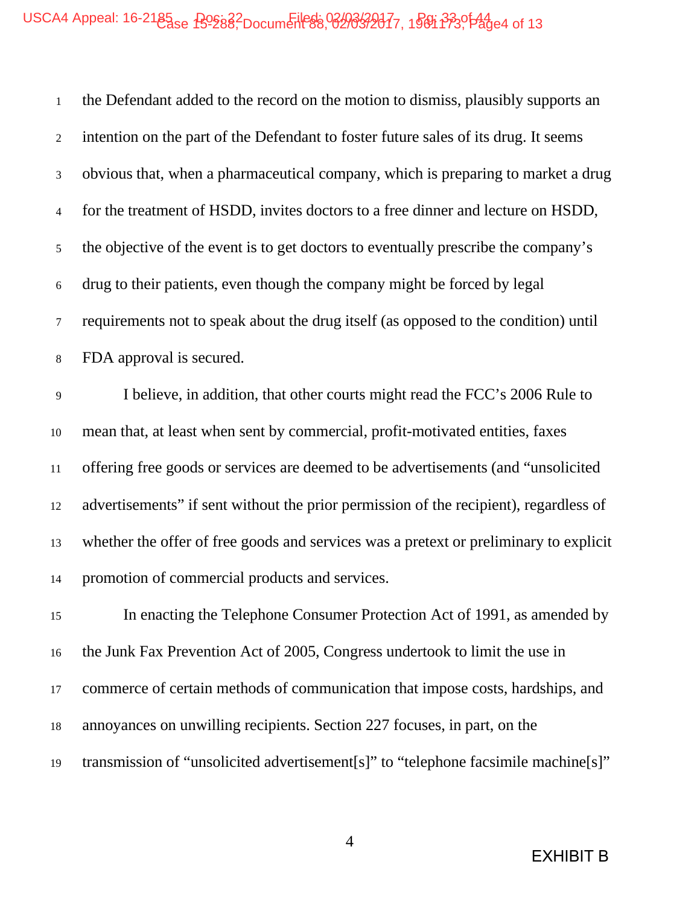the Defendant added to the record on the motion to dismiss, plausibly supports an intention on the part of the Defendant to foster future sales of its drug. It seems obvious that, when a pharmaceutical company, which is preparing to market a drug for the treatment of HSDD, invites doctors to a free dinner and lecture on HSDD, the objective of the event is to get doctors to eventually prescribe the company's drug to their patients, even though the company might be forced by legal requirements not to speak about the drug itself (as opposed to the condition) until FDA approval is secured.

I believe, in addition, that other courts might read the FCC's 2006 Rule to mean that, at least when sent by commercial, profit-motivated entities, faxes offering free goods or services are deemed to be advertisements (and "unsolicited advertisements" if sent without the prior permission of the recipient), regardless of whether the offer of free goods and services was a pretext or preliminary to explicit promotion of commercial products and services.

In enacting the Telephone Consumer Protection Act of 1991, as amended by the Junk Fax Prevention Act of 2005, Congress undertook to limit the use in commerce of certain methods of communication that impose costs, hardships, and annoyances on unwilling recipients. Section 227 focuses, in part, on the transmission of "unsolicited advertisement[s]" to "telephone facsimile machine[s]"

EXHIBIT B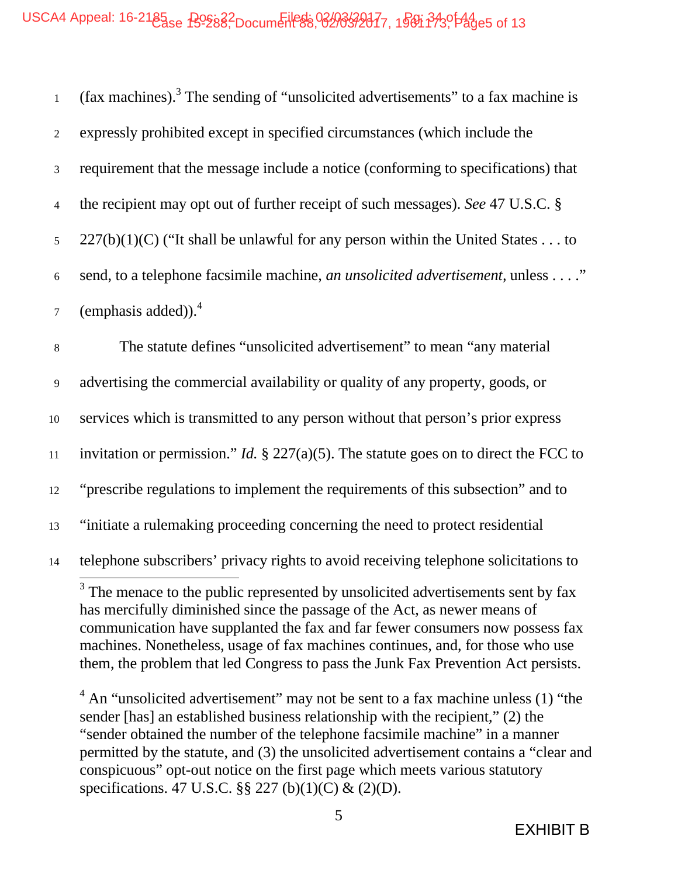(fax machines).[3] The sending of "unsolicited advertisements" to a fax machine is expressly prohibited except in specified circumstances (which include the requirement that the message include a notice (conforming to specifications) that the recipient may opt out of further receipt of such messages). *See* 47 U.S.C. § 227(b)(1)(C) ("It shall be unlawful for any person within the United States . . . to send, to a telephone facsimile machine, *an unsolicited advertisement,* unless . . . ." (emphasis added)).[4]

The statute defines "unsolicited advertisement" to mean "any material advertising the commercial availability or quality of any property, goods, or services which is transmitted to any person without that person's prior express invitation or permission." *Id.* § 227(a)(5). The statute goes on to direct the FCC to "prescribe regulations to implement the requirements of this subsection" and to "initiate a rulemaking proceeding concerning the need to protect residential telephone subscribers' privacy rights to avoid receiving telephone solicitations to

---

[3] The menace to the public represented by unsolicited advertisements sent by fax has mercifully diminished since the passage of the Act, as newer means of communication have supplanted the fax and far fewer consumers now possess fax machines. Nonetheless, usage of fax machines continues, and, for those who use them, the problem that led Congress to pass the Junk Fax Prevention Act persists.

[4] An "unsolicited advertisement" may not be sent to a fax machine unless (1) "the sender [has] an established business relationship with the recipient," (2) the "sender obtained the number of the telephone facsimile machine" in a manner permitted by the statute, and (3) the unsolicited advertisement contains a "clear and conspicuous" opt-out notice on the first page which meets various statutory specifications. 47 U.S.C. §§ 227 (b)(1)(C) & (2)(D).

EXHIBIT B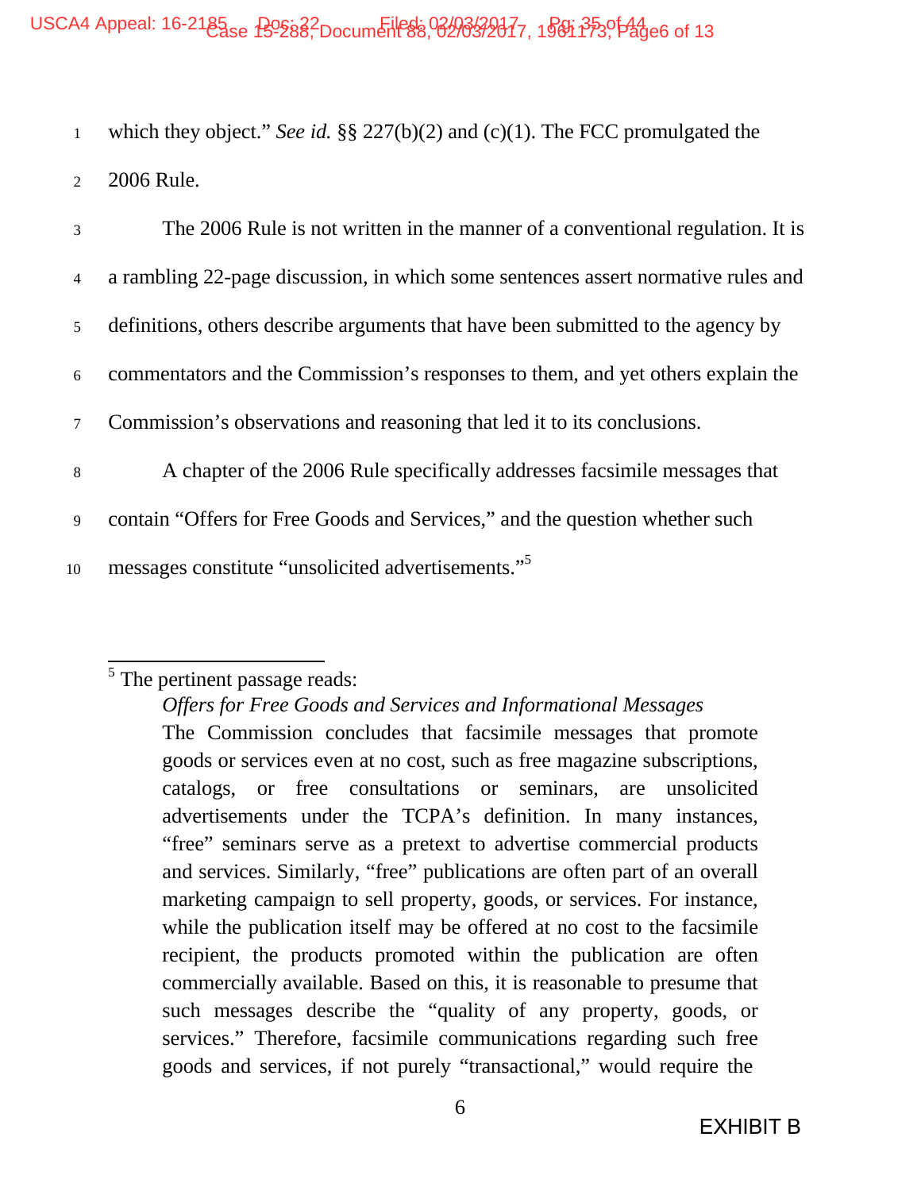which they object." *See id.* §§ 227(b)(2) and (c)(1). The FCC promulgated the 2006 Rule.

The 2006 Rule is not written in the manner of a conventional regulation. It is a rambling 22-page discussion, in which some sentences assert normative rules and definitions, others describe arguments that have been submitted to the agency by commentators and the Commission's responses to them, and yet others explain the Commission's observations and reasoning that led it to its conclusions.

A chapter of the 2006 Rule specifically addresses facsimile messages that contain "Offers for Free Goods and Services," and the question whether such messages constitute "unsolicited advertisements."[5]

---

[5] The pertinent passage reads:

> *Offers for Free Goods and Services and Informational Messages*
> The Commission concludes that facsimile messages that promote goods or services even at no cost, such as free magazine subscriptions, catalogs, or free consultations or seminars, are unsolicited advertisements under the TCPA's definition. In many instances, "free" seminars serve as a pretext to advertise commercial products and services. Similarly, "free" publications are often part of an overall marketing campaign to sell property, goods, or services. For instance, while the publication itself may be offered at no cost to the facsimile recipient, the products promoted within the publication are often commercially available. Based on this, it is reasonable to presume that such messages describe the "quality of any property, goods, or services." Therefore, facsimile communications regarding such free goods and services, if not purely "transactional," would require the

EXHIBIT B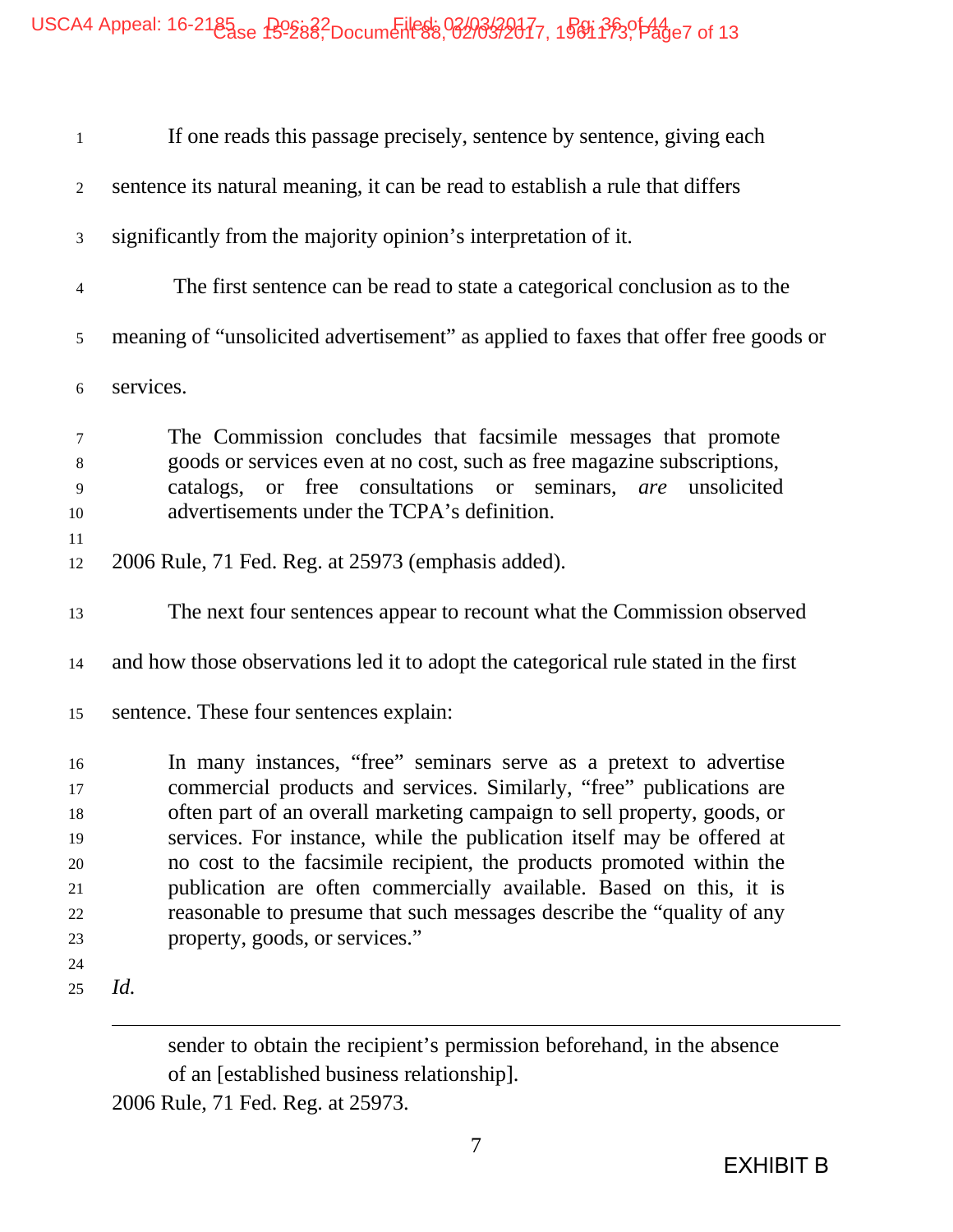If one reads this passage precisely, sentence by sentence, giving each sentence its natural meaning, it can be read to establish a rule that differs significantly from the majority opinion's interpretation of it.

The first sentence can be read to state a categorical conclusion as to the meaning of "unsolicited advertisement" as applied to faxes that offer free goods or services.

> The Commission concludes that facsimile messages that promote goods or services even at no cost, such as free magazine subscriptions, catalogs, or free consultations or seminars, *are* unsolicited advertisements under the TCPA's definition.

2006 Rule, 71 Fed. Reg. at 25973 (emphasis added).

The next four sentences appear to recount what the Commission observed and how those observations led it to adopt the categorical rule stated in the first sentence. These four sentences explain:

> In many instances, "free" seminars serve as a pretext to advertise commercial products and services. Similarly, "free" publications are often part of an overall marketing campaign to sell property, goods, or services. For instance, while the publication itself may be offered at no cost to the facsimile recipient, the products promoted within the publication are often commercially available. Based on this, it is reasonable to presume that such messages describe the "quality of any property, goods, or services."

*Id.*

---

> sender to obtain the recipient's permission beforehand, in the absence of an [established business relationship].

2006 Rule, 71 Fed. Reg. at 25973.

EXHIBIT B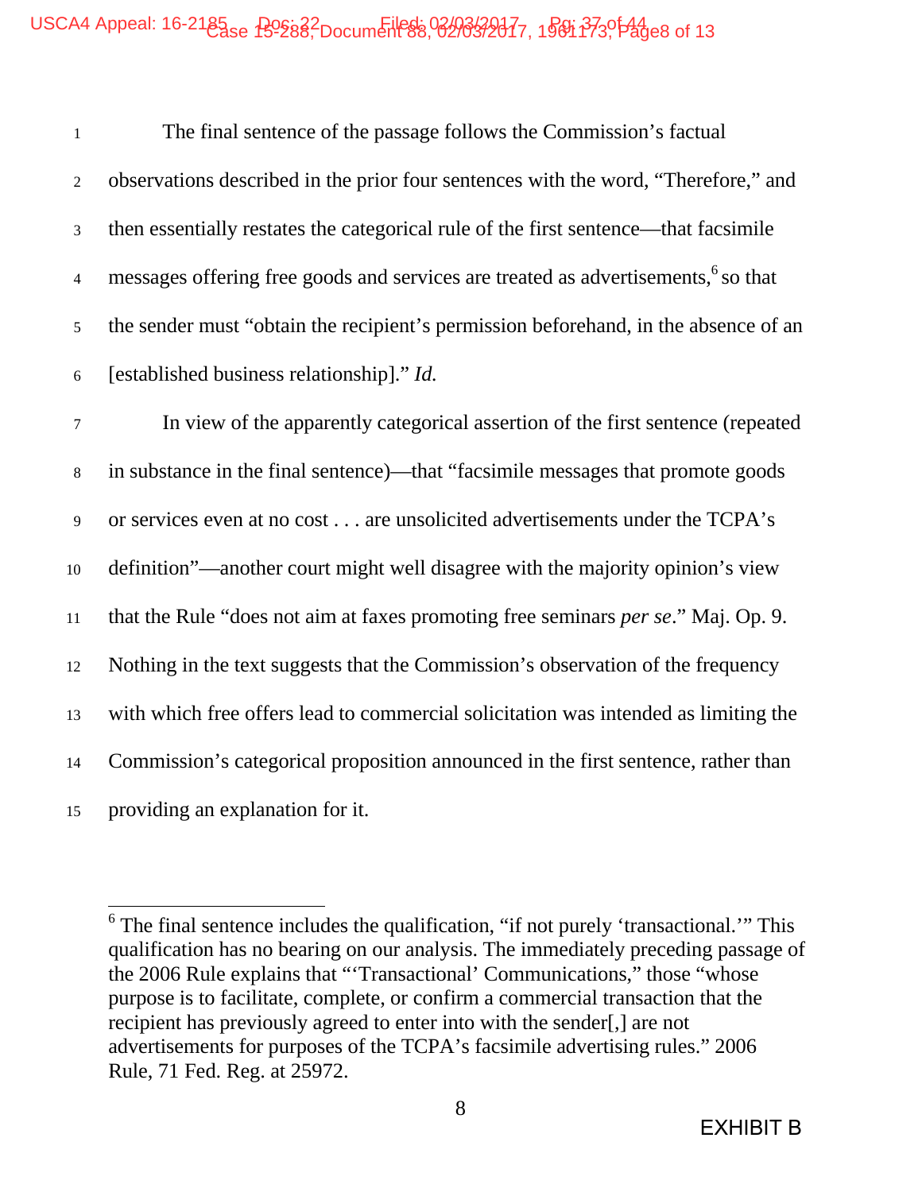The final sentence of the passage follows the Commission's factual observations described in the prior four sentences with the word, "Therefore," and then essentially restates the categorical rule of the first sentence—that facsimile messages offering free goods and services are treated as advertisements,[6] so that the sender must "obtain the recipient's permission beforehand, in the absence of an [established business relationship]." *Id.*

In view of the apparently categorical assertion of the first sentence (repeated in substance in the final sentence)—that "facsimile messages that promote goods or services even at no cost . . . are unsolicited advertisements under the TCPA's definition"—another court might well disagree with the majority opinion's view that the Rule "does not aim at faxes promoting free seminars *per se*." Maj. Op. 9. Nothing in the text suggests that the Commission's observation of the frequency with which free offers lead to commercial solicitation was intended as limiting the Commission's categorical proposition announced in the first sentence, rather than providing an explanation for it.

---

[6] The final sentence includes the qualification, "if not purely 'transactional.'" This qualification has no bearing on our analysis. The immediately preceding passage of the 2006 Rule explains that "'Transactional' Communications," those "whose purpose is to facilitate, complete, or confirm a commercial transaction that the recipient has previously agreed to enter into with the sender[,] are not advertisements for purposes of the TCPA's facsimile advertising rules." 2006 Rule, 71 Fed. Reg. at 25972.

EXHIBIT B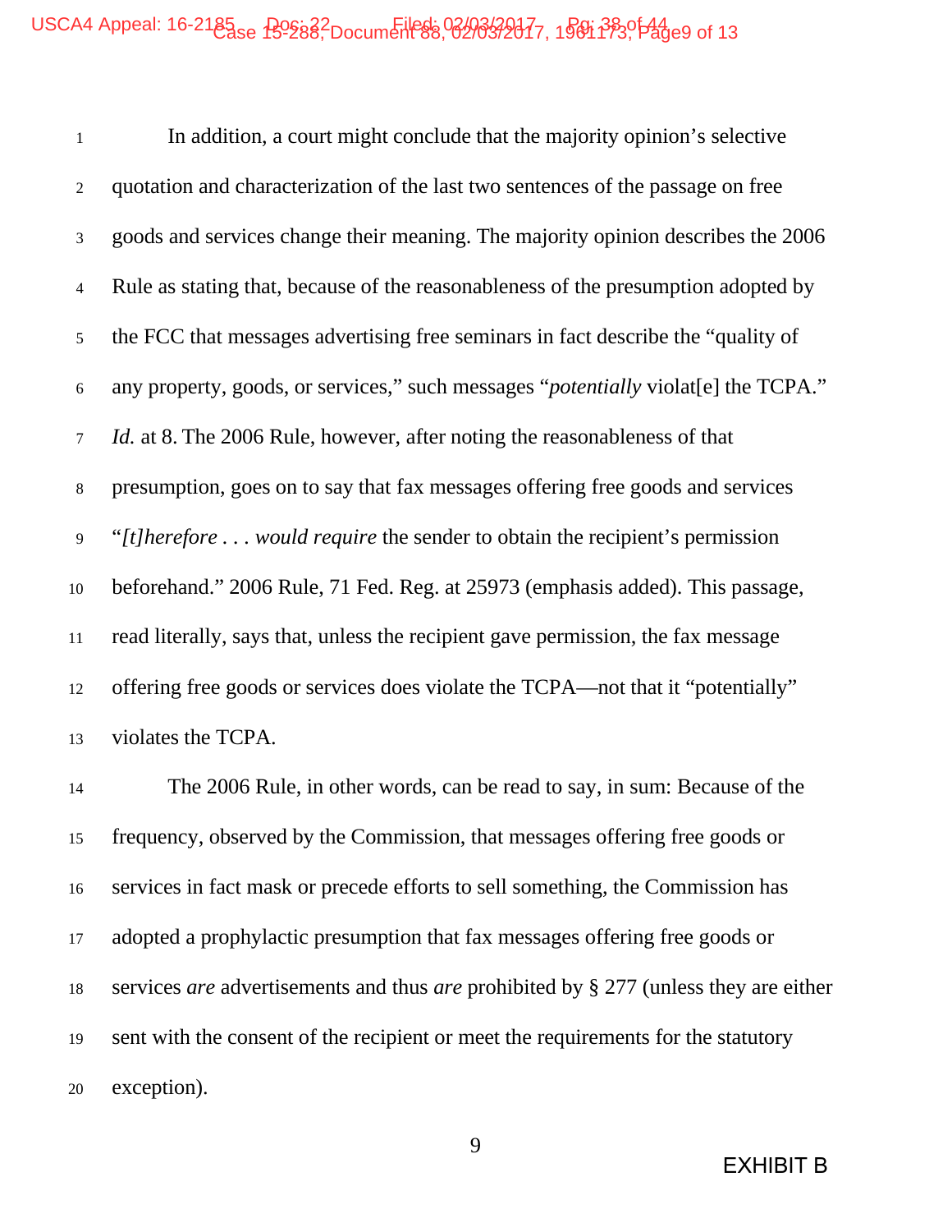In addition, a court might conclude that the majority opinion's selective quotation and characterization of the last two sentences of the passage on free goods and services change their meaning. The majority opinion describes the 2006 Rule as stating that, because of the reasonableness of the presumption adopted by the FCC that messages advertising free seminars in fact describe the "quality of any property, goods, or services," such messages "*potentially* violat[e] the TCPA." *Id.* at 8. The 2006 Rule, however, after noting the reasonableness of that presumption, goes on to say that fax messages offering free goods and services "*[t]herefore . . . would require* the sender to obtain the recipient's permission beforehand." 2006 Rule, 71 Fed. Reg. at 25973 (emphasis added). This passage, read literally, says that, unless the recipient gave permission, the fax message offering free goods or services does violate the TCPA—not that it "potentially" violates the TCPA.

The 2006 Rule, in other words, can be read to say, in sum: Because of the frequency, observed by the Commission, that messages offering free goods or services in fact mask or precede efforts to sell something, the Commission has adopted a prophylactic presumption that fax messages offering free goods or services *are* advertisements and thus *are* prohibited by § 277 (unless they are either sent with the consent of the recipient or meet the requirements for the statutory exception).

EXHIBIT B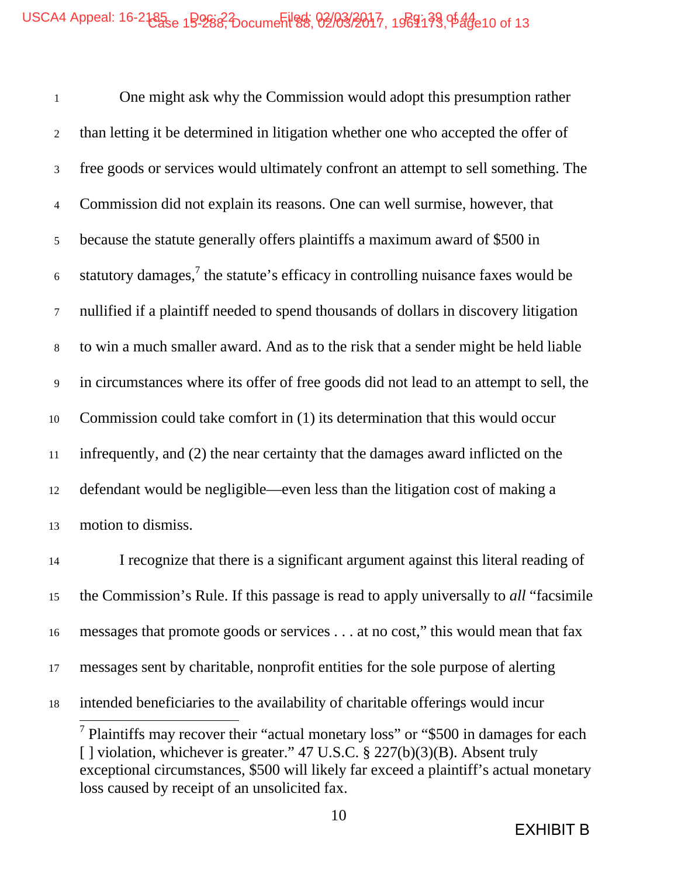One might ask why the Commission would adopt this presumption rather than letting it be determined in litigation whether one who accepted the offer of free goods or services would ultimately confront an attempt to sell something. The Commission did not explain its reasons. One can well surmise, however, that because the statute generally offers plaintiffs a maximum award of $500 in statutory damages,[7] the statute's efficacy in controlling nuisance faxes would be nullified if a plaintiff needed to spend thousands of dollars in discovery litigation to win a much smaller award. And as to the risk that a sender might be held liable in circumstances where its offer of free goods did not lead to an attempt to sell, the Commission could take comfort in (1) its determination that this would occur infrequently, and (2) the near certainty that the damages award inflicted on the defendant would be negligible—even less than the litigation cost of making a motion to dismiss.

I recognize that there is a significant argument against this literal reading of the Commission's Rule. If this passage is read to apply universally to *all* "facsimile messages that promote goods or services . . . at no cost," this would mean that fax messages sent by charitable, nonprofit entities for the sole purpose of alerting intended beneficiaries to the availability of charitable offerings would incur

[7] Plaintiffs may recover their "actual monetary loss" or "$500 in damages for each [ ] violation, whichever is greater." 47 U.S.C. § 227(b)(3)(B). Absent truly exceptional circumstances, $500 will likely far exceed a plaintiff's actual monetary loss caused by receipt of an unsolicited fax.

EXHIBIT B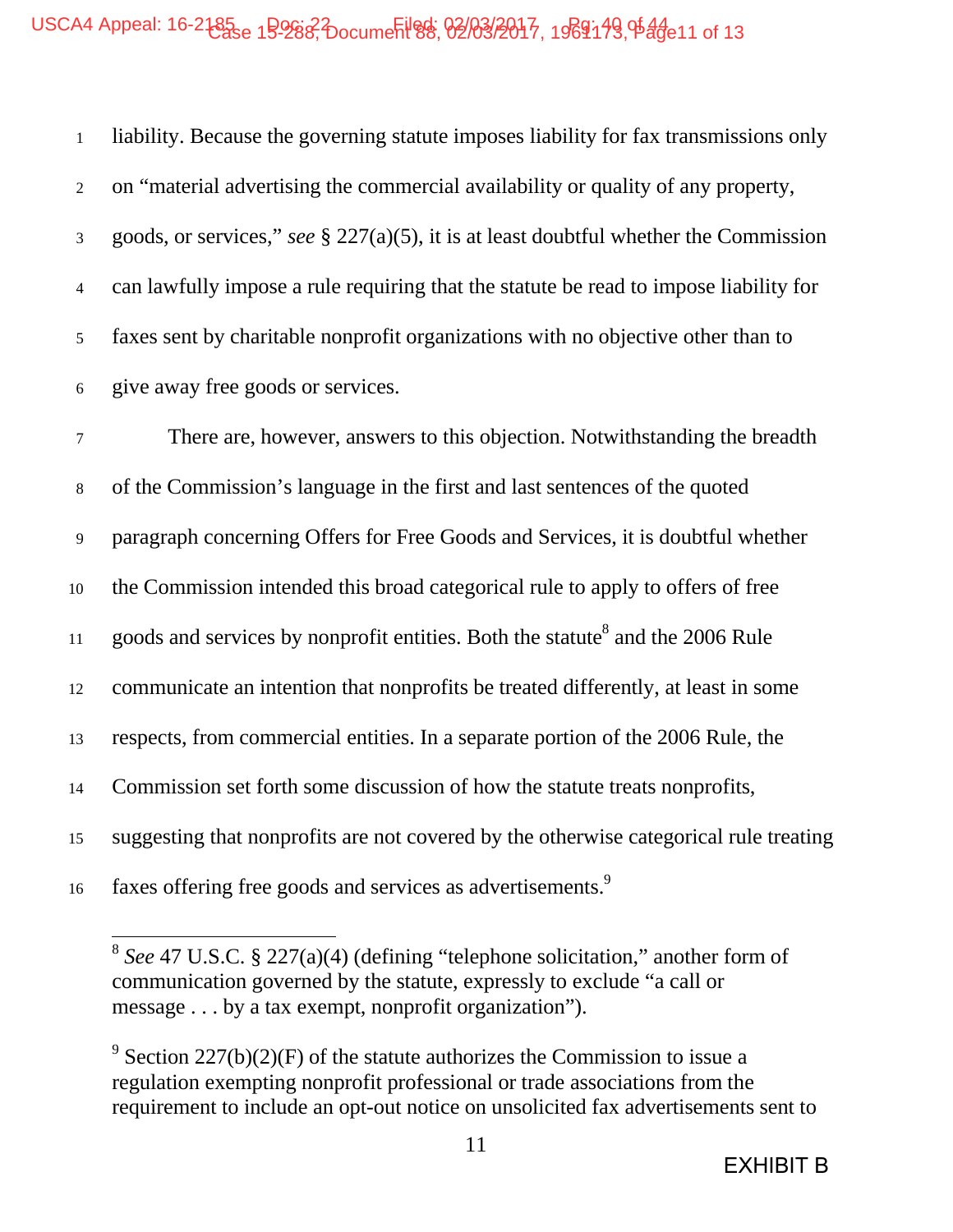liability. Because the governing statute imposes liability for fax transmissions only on "material advertising the commercial availability or quality of any property, goods, or services," *see* § 227(a)(5), it is at least doubtful whether the Commission can lawfully impose a rule requiring that the statute be read to impose liability for faxes sent by charitable nonprofit organizations with no objective other than to give away free goods or services.

There are, however, answers to this objection. Notwithstanding the breadth of the Commission's language in the first and last sentences of the quoted paragraph concerning Offers for Free Goods and Services, it is doubtful whether the Commission intended this broad categorical rule to apply to offers of free goods and services by nonprofit entities. Both the statute[8] and the 2006 Rule communicate an intention that nonprofits be treated differently, at least in some respects, from commercial entities. In a separate portion of the 2006 Rule, the Commission set forth some discussion of how the statute treats nonprofits, suggesting that nonprofits are not covered by the otherwise categorical rule treating faxes offering free goods and services as advertisements.[9]

---

[8] *See* 47 U.S.C. § 227(a)(4) (defining "telephone solicitation," another form of communication governed by the statute, expressly to exclude "a call or message . . . by a tax exempt, nonprofit organization").

[9] Section 227(b)(2)(F) of the statute authorizes the Commission to issue a regulation exempting nonprofit professional or trade associations from the requirement to include an opt-out notice on unsolicited fax advertisements sent to

EXHIBIT B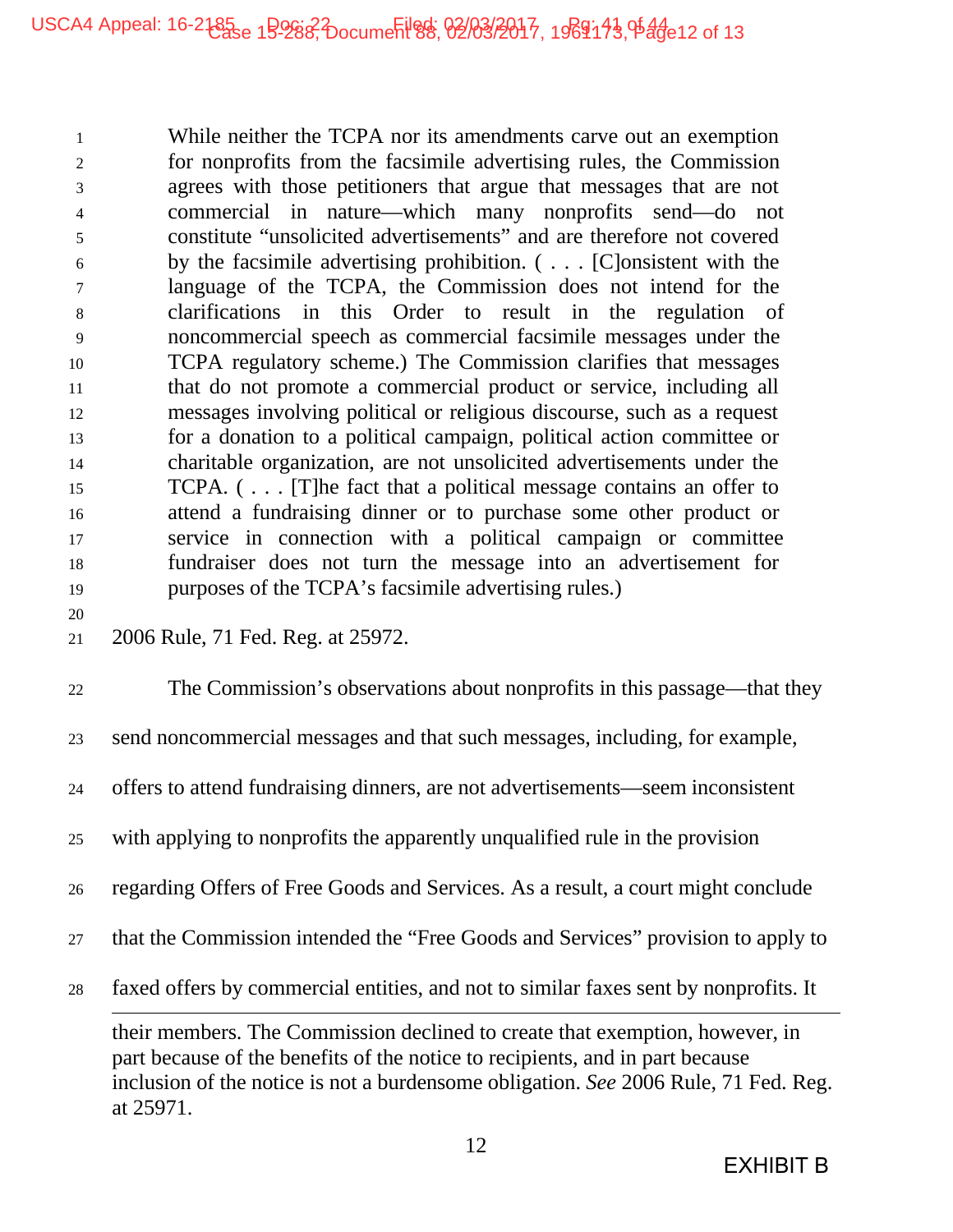> While neither the TCPA nor its amendments carve out an exemption for nonprofits from the facsimile advertising rules, the Commission agrees with those petitioners that argue that messages that are not commercial in nature—which many nonprofits send—do not constitute "unsolicited advertisements" and are therefore not covered by the facsimile advertising prohibition. ( . . . [C]onsistent with the language of the TCPA, the Commission does not intend for the clarifications in this Order to result in the regulation of noncommercial speech as commercial facsimile messages under the TCPA regulatory scheme.) The Commission clarifies that messages that do not promote a commercial product or service, including all messages involving political or religious discourse, such as a request for a donation to a political campaign, political action committee or charitable organization, are not unsolicited advertisements under the TCPA. ( . . . [T]he fact that a political message contains an offer to attend a fundraising dinner or to purchase some other product or service in connection with a political campaign or committee fundraiser does not turn the message into an advertisement for purposes of the TCPA's facsimile advertising rules.)

2006 Rule, 71 Fed. Reg. at 25972.

The Commission's observations about nonprofits in this passage—that they send noncommercial messages and that such messages, including, for example, offers to attend fundraising dinners, are not advertisements—seem inconsistent with applying to nonprofits the apparently unqualified rule in the provision regarding Offers of Free Goods and Services. As a result, a court might conclude that the Commission intended the "Free Goods and Services" provision to apply to faxed offers by commercial entities, and not to similar faxes sent by nonprofits. It

their members. The Commission declined to create that exemption, however, in part because of the benefits of the notice to recipients, and in part because inclusion of the notice is not a burdensome obligation. *See* 2006 Rule, 71 Fed. Reg. at 25971.

EXHIBIT B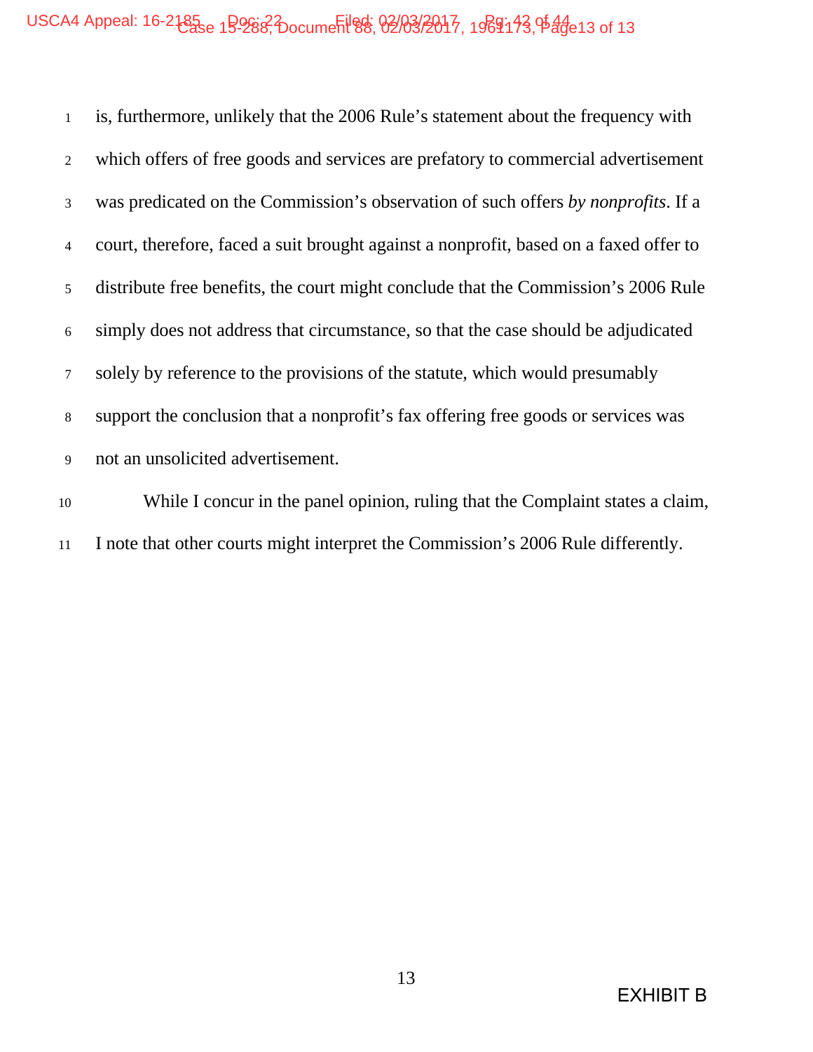is, furthermore, unlikely that the 2006 Rule's statement about the frequency with which offers of free goods and services are prefatory to commercial advertisement was predicated on the Commission's observation of such offers *by nonprofits*. If a court, therefore, faced a suit brought against a nonprofit, based on a faxed offer to distribute free benefits, the court might conclude that the Commission's 2006 Rule simply does not address that circumstance, so that the case should be adjudicated solely by reference to the provisions of the statute, which would presumably support the conclusion that a nonprofit's fax offering free goods or services was not an unsolicited advertisement.

While I concur in the panel opinion, ruling that the Complaint states a claim, I note that other courts might interpret the Commission's 2006 Rule differently.

EXHIBIT B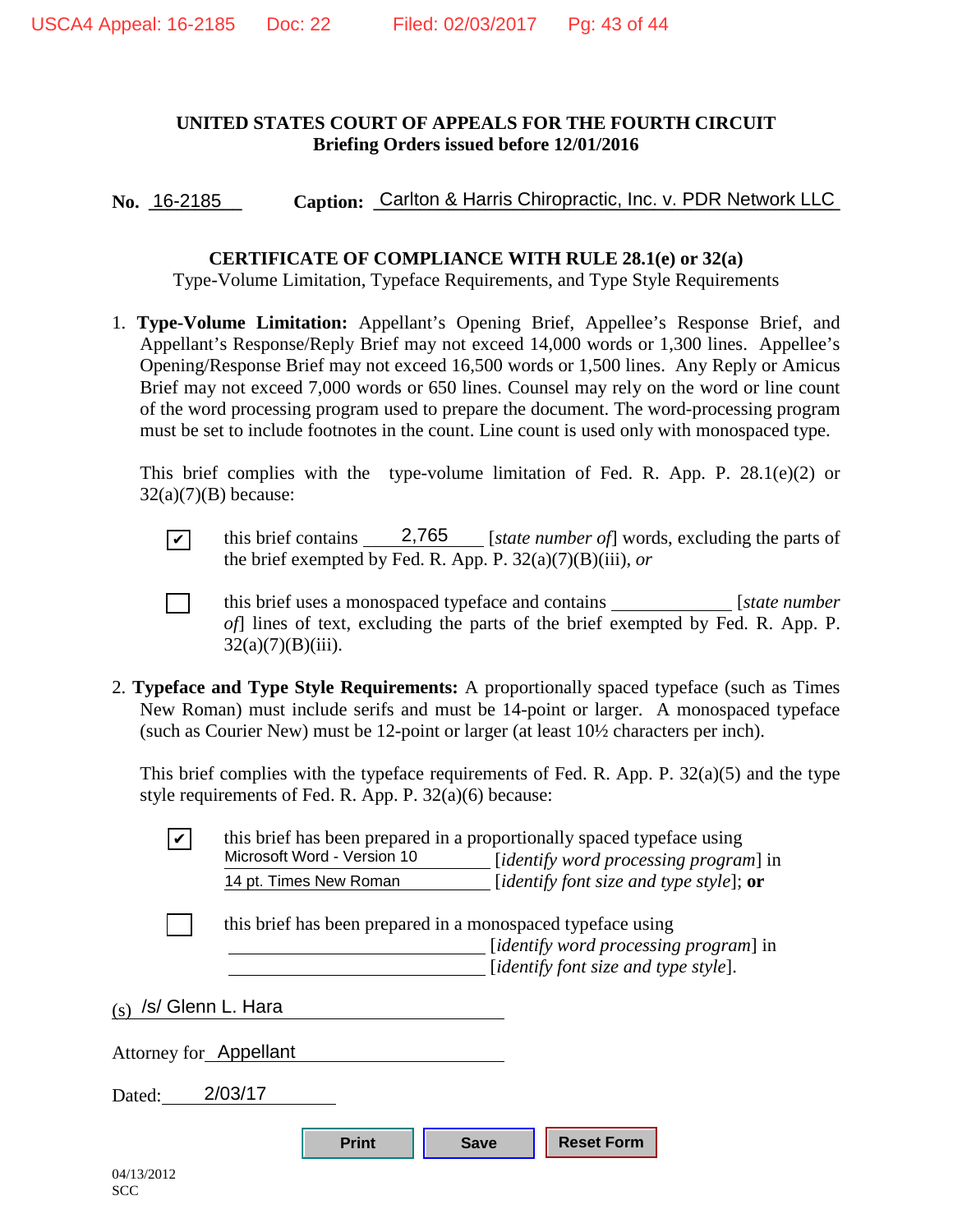**UNITED STATES COURT OF APPEALS FOR THE FOURTH CIRCUIT**
**Briefing Orders issued before 12/01/2016**

**No.** 16-2185 **Caption:** Carlton & Harris Chiropractic, Inc. v. PDR Network LLC

**CERTIFICATE OF COMPLIANCE WITH RULE 28.1(e) or 32(a)**
Type-Volume Limitation, Typeface Requirements, and Type Style Requirements

1. **Type-Volume Limitation:** Appellant's Opening Brief, Appellee's Response Brief, and Appellant's Response/Reply Brief may not exceed 14,000 words or 1,300 lines. Appellee's Opening/Response Brief may not exceed 16,500 words or 1,500 lines. Any Reply or Amicus Brief may not exceed 7,000 words or 650 lines. Counsel may rely on the word or line count of the word processing program used to prepare the document. The word-processing program must be set to include footnotes in the count. Line count is used only with monospaced type.

   This brief complies with the type-volume limitation of Fed. R. App. P. 28.1(e)(2) or 32(a)(7)(B) because:

   ☑ this brief contains 2,765 [*state number of*] words, excluding the parts of the brief exempted by Fed. R. App. P. 32(a)(7)(B)(iii), *or*

   ☐ this brief uses a monospaced typeface and contains \_\_\_\_\_\_\_\_ [*state number of*] lines of text, excluding the parts of the brief exempted by Fed. R. App. P. 32(a)(7)(B)(iii).

2. **Typeface and Type Style Requirements:** A proportionally spaced typeface (such as Times New Roman) must include serifs and must be 14-point or larger. A monospaced typeface (such as Courier New) must be 12-point or larger (at least 10½ characters per inch).

   This brief complies with the typeface requirements of Fed. R. App. P. 32(a)(5) and the type style requirements of Fed. R. App. P. 32(a)(6) because:

   ☑ this brief has been prepared in a proportionally spaced typeface using Microsoft Word - Version 10 [*identify word processing program*] in 14 pt. Times New Roman [*identify font size and type style*]; **or**

   ☐ this brief has been prepared in a monospaced typeface using \_\_\_\_\_\_\_\_ [*identify word processing program*] in \_\_\_\_\_\_\_\_ [*identify font size and type style*].

(s) /s/ Glenn L. Hara

Attorney for Appellant

Dated: 2/03/17

04/13/2012
SCC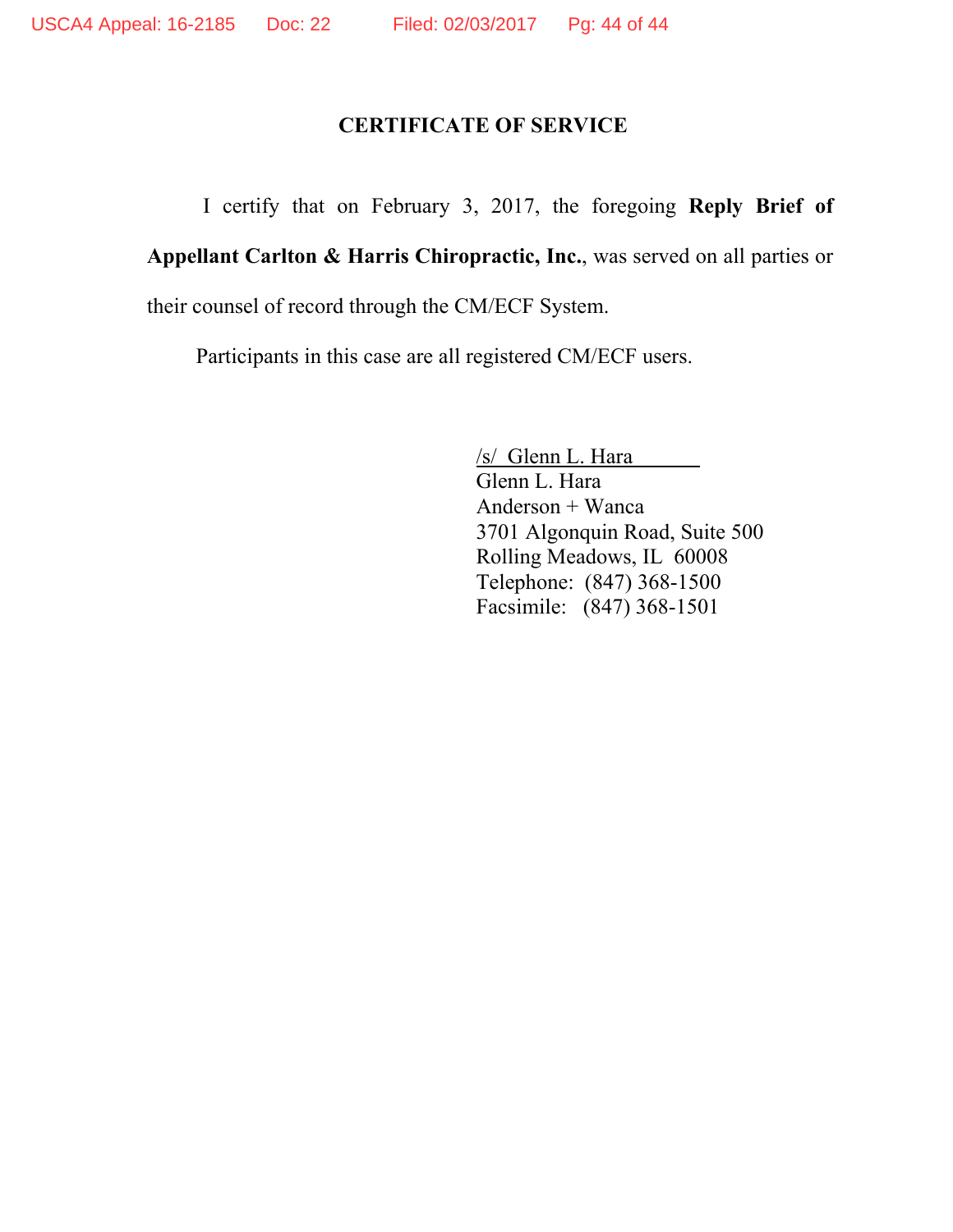## CERTIFICATE OF SERVICE

I certify that on February 3, 2017, the foregoing **Reply Brief of Appellant Carlton & Harris Chiropractic, Inc.**, was served on all parties or their counsel of record through the CM/ECF System.

Participants in this case are all registered CM/ECF users.

/s/ Glenn L. Hara
Glenn L. Hara
Anderson + Wanca
3701 Algonquin Road, Suite 500
Rolling Meadows, IL 60008
Telephone: (847) 368-1500
Facsimile: (847) 368-1501